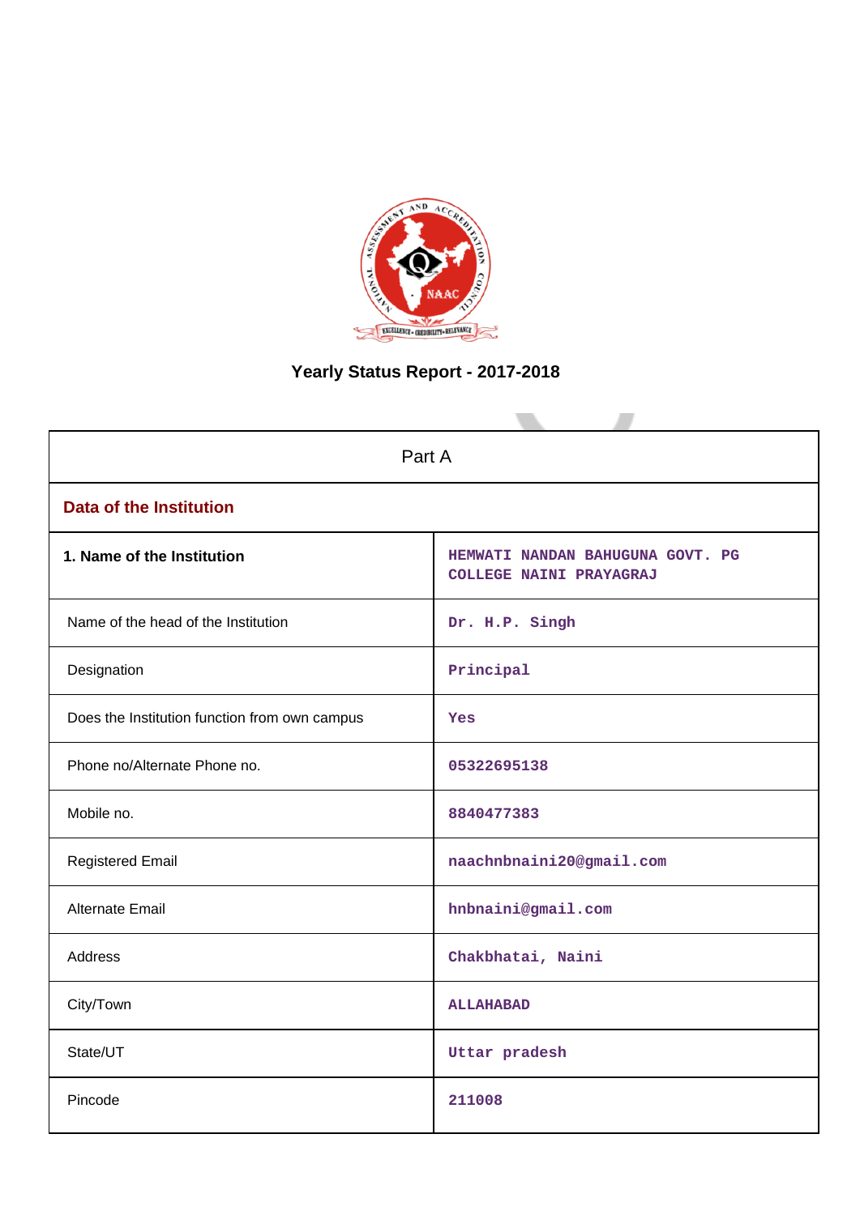# Yearly Status Report - 2017-2018

| Part A | |
|---|---|
| **Data of the Institution** | |
| **1. Name of the Institution** | HEMWATI NANDAN BAHUGUNA GOVT. PG COLLEGE NAINI PRAYAGRAJ |
| Name of the head of the Institution | Dr. H.P. Singh |
| Designation | Principal |
| Does the Institution function from own campus | Yes |
| Phone no/Alternate Phone no. | 05322695138 |
| Mobile no. | 8840477383 |
| Registered Email | naachnbnaini20@gmail.com |
| Alternate Email | hnbnaini@gmail.com |
| Address | Chakbhatai, Naini |
| City/Town | ALLAHABAD |
| State/UT | Uttar pradesh |
| Pincode | 211008 |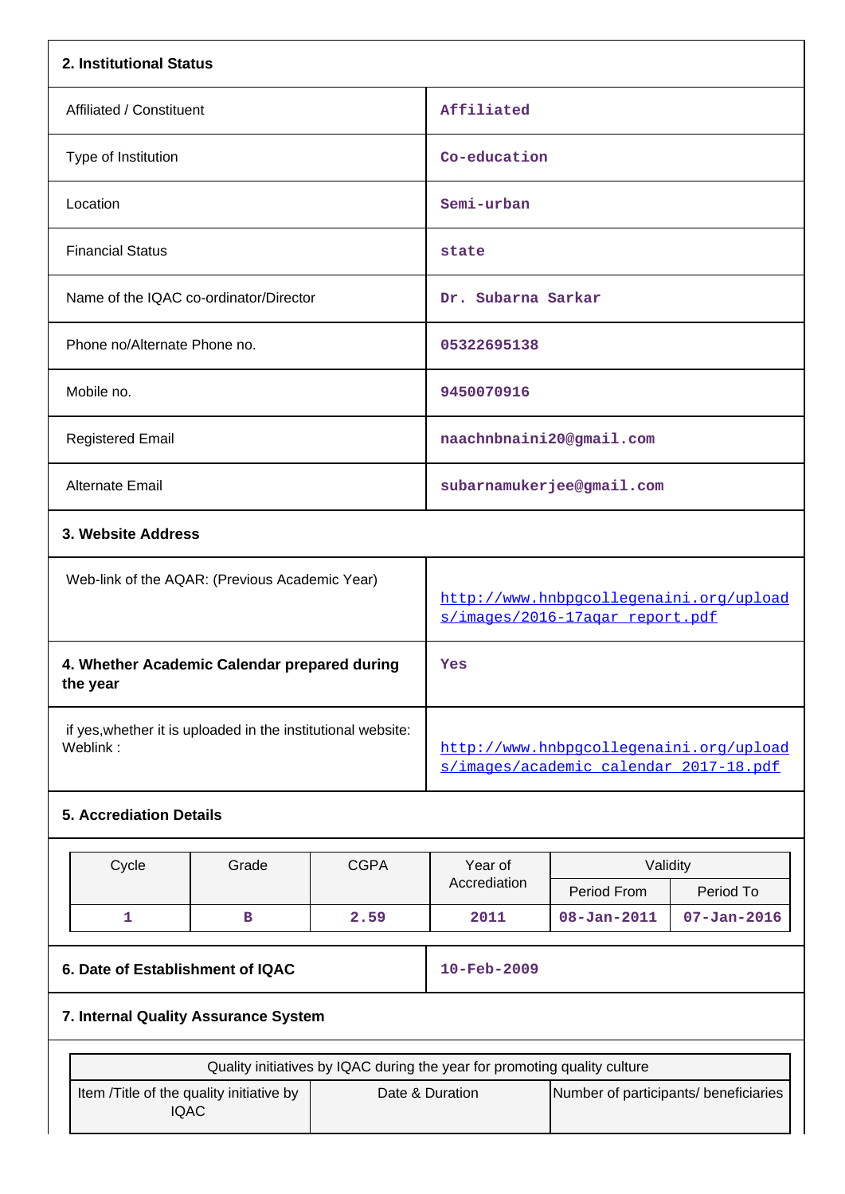## 2. Institutional Status

| | |
|---|---|
| Affiliated / Constituent | Affiliated |
| Type of Institution | Co-education |
| Location | Semi-urban |
| Financial Status | state |
| Name of the IQAC co-ordinator/Director | Dr. Subarna Sarkar |
| Phone no/Alternate Phone no. | 05322695138 |
| Mobile no. | 9450070916 |
| Registered Email | naachnbnaini20@gmail.com |
| Alternate Email | subarnamukerjee@gmail.com |

## 3. Website Address

| | |
|---|---|
| Web-link of the AQAR: (Previous Academic Year) | http://www.hnbpgcollegenaini.org/uploads/images/2016-17aqar_report.pdf |

| | |
|---|---|
| **4. Whether Academic Calendar prepared during the year** | Yes |
| if yes,whether it is uploaded in the institutional website: Weblink : | http://www.hnbpgcollegenaini.org/uploads/images/academic_calendar_2017-18.pdf |

## 5. Accrediation Details

| Cycle | Grade | CGPA | Year of Accrediation | Validity | |
|---|---|---|---|---|---|
| | | | | Period From | Period To |
| 1 | B | 2.59 | 2011 | 08-Jan-2011 | 07-Jan-2016 |

| | |
|---|---|
| **6. Date of Establishment of IQAC** | 10-Feb-2009 |

## 7. Internal Quality Assurance System

| Quality initiatives by IQAC during the year for promoting quality culture | | |
|---|---|---|
| Item /Title of the quality initiative by IQAC | Date & Duration | Number of participants/ beneficiaries |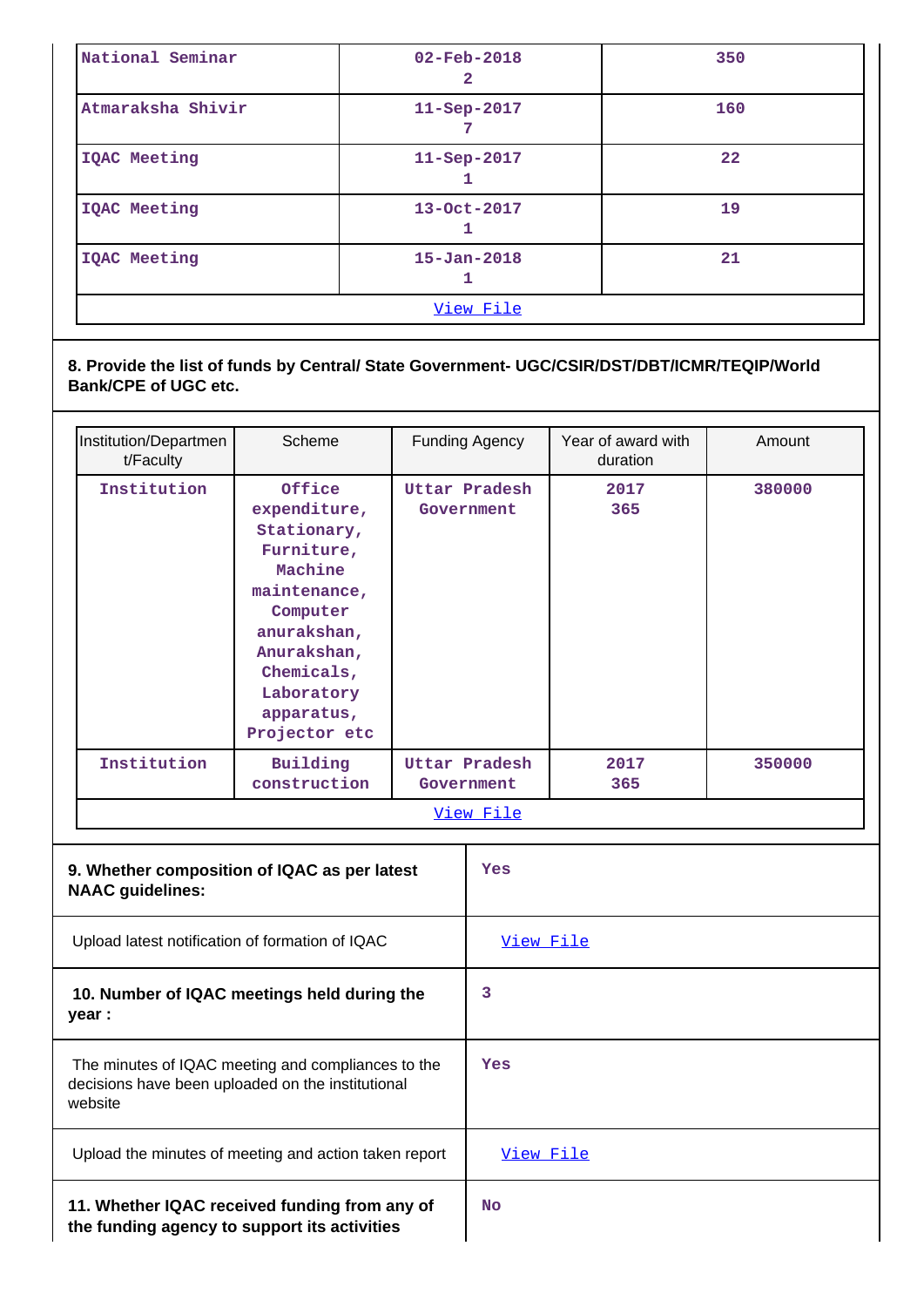| National Seminar | 02-Feb-2018<br>2 | 350 |
|---|---|---|
| Atmaraksha Shivir | 11-Sep-2017<br>7 | 160 |
| IQAC Meeting | 11-Sep-2017<br>1 | 22 |
| IQAC Meeting | 13-Oct-2017<br>1 | 19 |
| IQAC Meeting | 15-Jan-2018<br>1 | 21 |
| View File | | |

**8. Provide the list of funds by Central/ State Government- UGC/CSIR/DST/DBT/ICMR/TEQIP/World Bank/CPE of UGC etc.**

| Institution/Department/Faculty | Scheme | Funding Agency | Year of award with duration | Amount |
|---|---|---|---|---|
| Institution | Office expenditure, Stationary, Furniture, Machine maintenance, Computer anurakshan, Anurakshan, Chemicals, Laboratory apparatus, Projector etc | Uttar Pradesh Government | 2017<br>365 | 380000 |
| Institution | Building construction | Uttar Pradesh Government | 2017<br>365 | 350000 |
| View File | | | | |

| | |
|---|---|
| **9. Whether composition of IQAC as per latest NAAC guidelines:** | Yes |
| Upload latest notification of formation of IQAC | View File |
| **10. Number of IQAC meetings held during the year :** | 3 |
| The minutes of IQAC meeting and compliances to the decisions have been uploaded on the institutional website | Yes |
| Upload the minutes of meeting and action taken report | View File |
| **11. Whether IQAC received funding from any of the funding agency to support its activities** | No |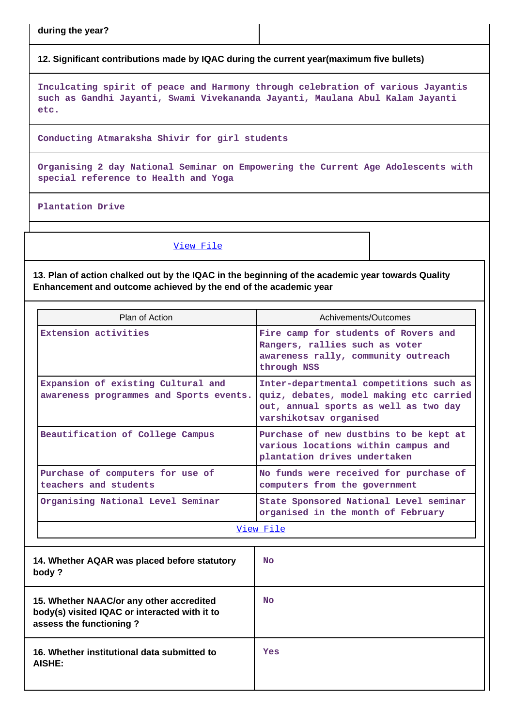| during the year? | |
|---|---|

**12. Significant contributions made by IQAC during the current year(maximum five bullets)**

Inculcating spirit of peace and Harmony through celebration of various Jayantis such as Gandhi Jayanti, Swami Vivekananda Jayanti, Maulana Abul Kalam Jayanti etc.

Conducting Atmaraksha Shivir for girl students

Organising 2 day National Seminar on Empowering the Current Age Adolescents with special reference to Health and Yoga

Plantation Drive

View File

**13. Plan of action chalked out by the IQAC in the beginning of the academic year towards Quality Enhancement and outcome achieved by the end of the academic year**

| Plan of Action | Achivements/Outcomes |
|---|---|
| Extension activities | Fire camp for students of Rovers and Rangers, rallies such as voter awareness rally, community outreach through NSS |
| Expansion of existing Cultural and awareness programmes and Sports events. | Inter-departmental competitions such as quiz, debates, model making etc carried out, annual sports as well as two day varshikotsav organised |
| Beautification of College Campus | Purchase of new dustbins to be kept at various locations within campus and plantation drives undertaken |
| Purchase of computers for use of teachers and students | No funds were received for purchase of computers from the government |
| Organising National Level Seminar | State Sponsored National Level seminar organised in the month of February |

View File

| | |
|---|---|
| **14. Whether AQAR was placed before statutory body ?** | No |
| **15. Whether NAAC/or any other accredited body(s) visited IQAC or interacted with it to assess the functioning ?** | No |
| **16. Whether institutional data submitted to AISHE:** | Yes |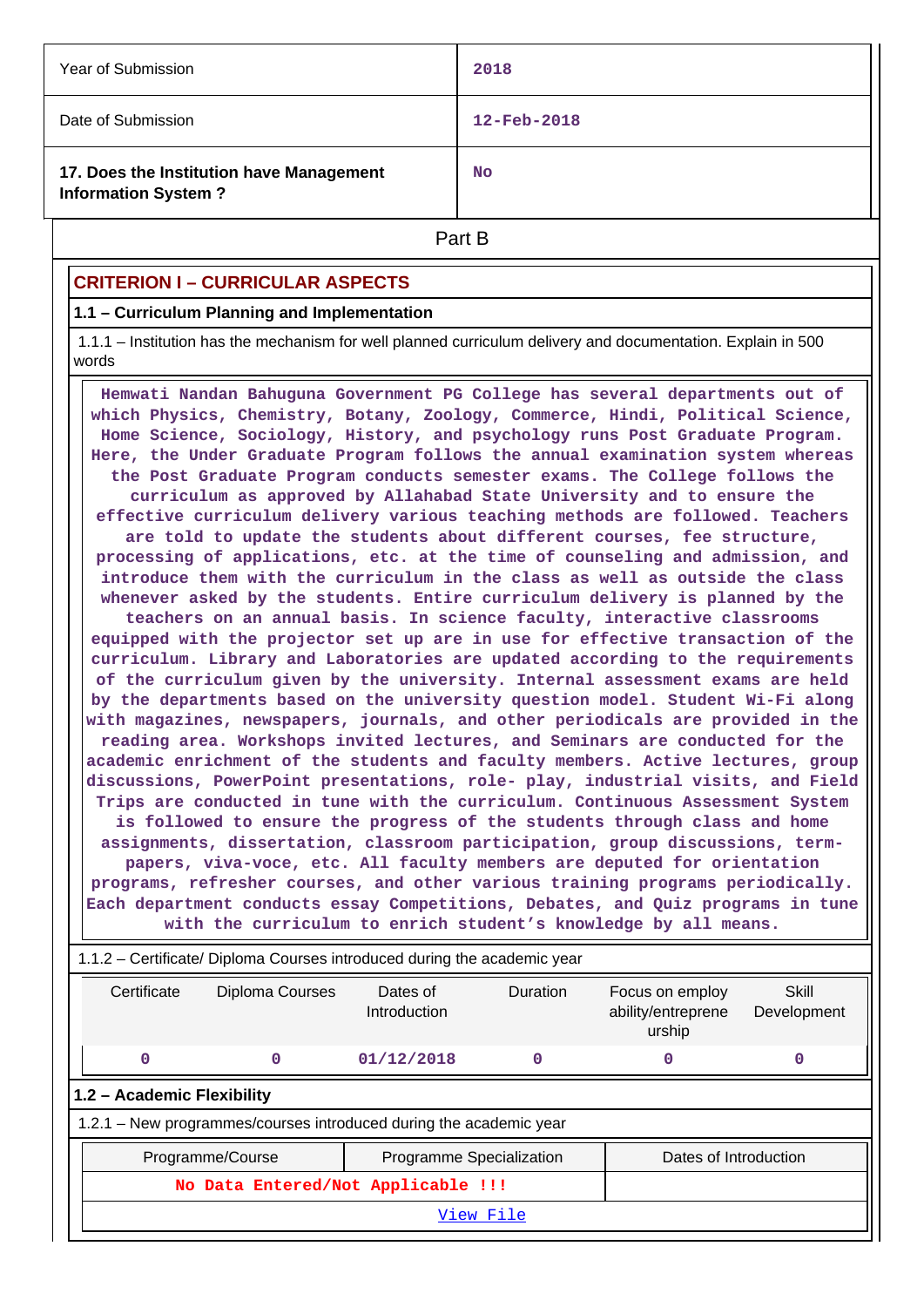| Year of Submission | 2018 |
|---|---|
| Date of Submission | 12-Feb-2018 |
| **17. Does the Institution have Management Information System ?** | No |

Part B

## CRITERION I – CURRICULAR ASPECTS

### 1.1 – Curriculum Planning and Implementation

1.1.1 – Institution has the mechanism for well planned curriculum delivery and documentation. Explain in 500 words

Hemwati Nandan Bahuguna Government PG College has several departments out of which Physics, Chemistry, Botany, Zoology, Commerce, Hindi, Political Science, Home Science, Sociology, History, and psychology runs Post Graduate Program. Here, the Under Graduate Program follows the annual examination system whereas the Post Graduate Program conducts semester exams. The College follows the curriculum as approved by Allahabad State University and to ensure the effective curriculum delivery various teaching methods are followed. Teachers are told to update the students about different courses, fee structure, processing of applications, etc. at the time of counseling and admission, and introduce them with the curriculum in the class as well as outside the class whenever asked by the students. Entire curriculum delivery is planned by the teachers on an annual basis. In science faculty, interactive classrooms equipped with the projector set up are in use for effective transaction of the curriculum. Library and Laboratories are updated according to the requirements of the curriculum given by the university. Internal assessment exams are held by the departments based on the university question model. Student Wi-Fi along with magazines, newspapers, journals, and other periodicals are provided in the reading area. Workshops invited lectures, and Seminars are conducted for the academic enrichment of the students and faculty members. Active lectures, group discussions, PowerPoint presentations, role- play, industrial visits, and Field Trips are conducted in tune with the curriculum. Continuous Assessment System is followed to ensure the progress of the students through class and home assignments, dissertation, classroom participation, group discussions, term-papers, viva-voce, etc. All faculty members are deputed for orientation programs, refresher courses, and other various training programs periodically. Each department conducts essay Competitions, Debates, and Quiz programs in tune with the curriculum to enrich student's knowledge by all means.

1.1.2 – Certificate/ Diploma Courses introduced during the academic year

| Certificate | Diploma Courses | Dates of Introduction | Duration | Focus on employ ability/entrepreneurship | Skill Development |
|---|---|---|---|---|---|
| 0 | 0 | 01/12/2018 | 0 | 0 | 0 |

### 1.2 – Academic Flexibility

1.2.1 – New programmes/courses introduced during the academic year

| Programme/Course | Programme Specialization | Dates of Introduction |
|---|---|---|
| No Data Entered/Not Applicable !!! | | |
| View File | | |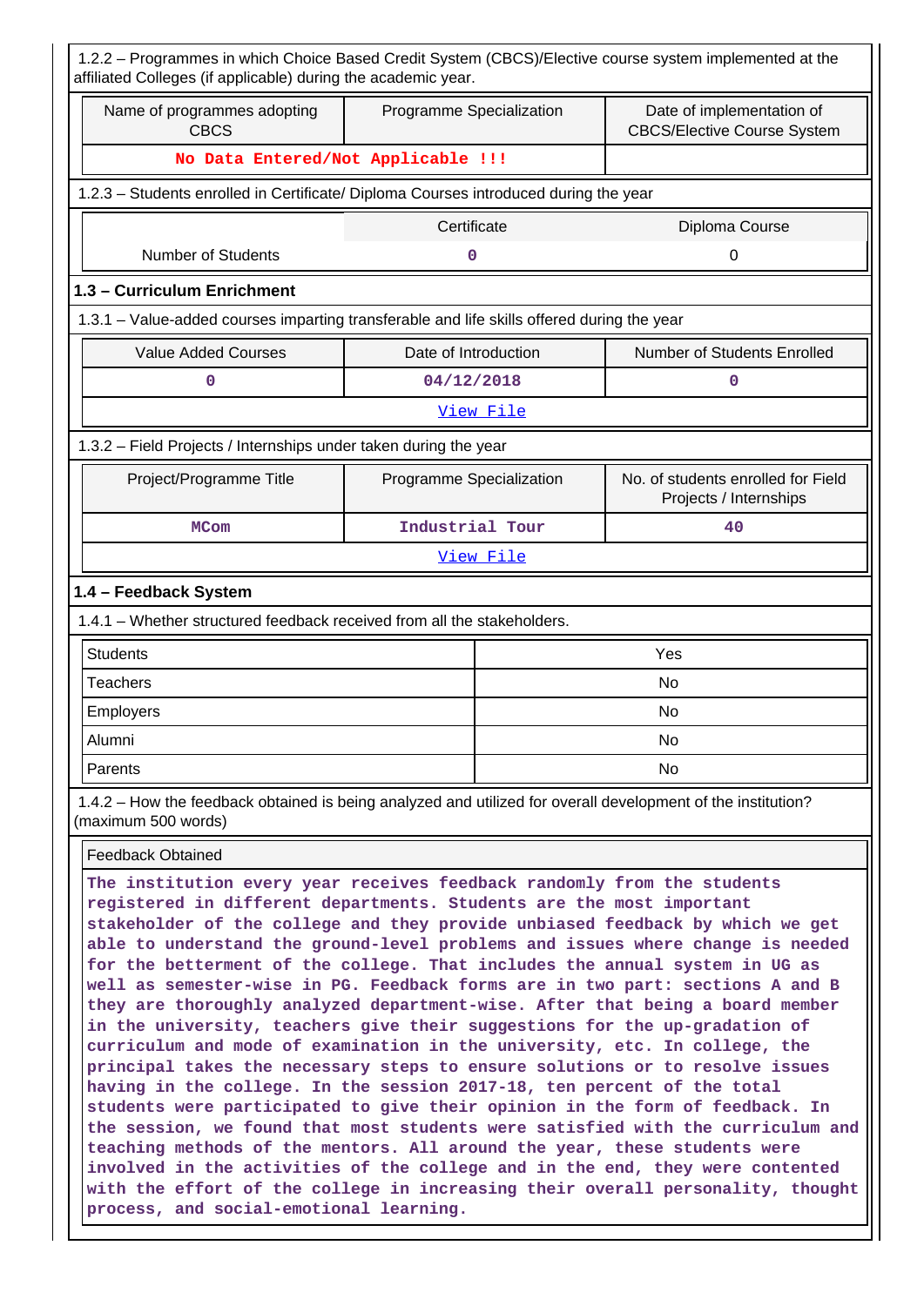1.2.2 – Programmes in which Choice Based Credit System (CBCS)/Elective course system implemented at the affiliated Colleges (if applicable) during the academic year.

| Name of programmes adopting CBCS | Programme Specialization | Date of implementation of CBCS/Elective Course System |
|---|---|---|
| No Data Entered/Not Applicable !!! | | |

1.2.3 – Students enrolled in Certificate/ Diploma Courses introduced during the year

| | Certificate | Diploma Course |
|---|---|---|
| Number of Students | 0 | 0 |

## 1.3 – Curriculum Enrichment

1.3.1 – Value-added courses imparting transferable and life skills offered during the year

| Value Added Courses | Date of Introduction | Number of Students Enrolled |
|---|---|---|
| 0 | 04/12/2018 | 0 |

View File

1.3.2 – Field Projects / Internships under taken during the year

| Project/Programme Title | Programme Specialization | No. of students enrolled for Field Projects / Internships |
|---|---|---|
| MCom | Industrial Tour | 40 |

View File

## 1.4 – Feedback System

1.4.1 – Whether structured feedback received from all the stakeholders.

| | |
|---|---|
| Students | Yes |
| Teachers | No |
| Employers | No |
| Alumni | No |
| Parents | No |

1.4.2 – How the feedback obtained is being analyzed and utilized for overall development of the institution? (maximum 500 words)

Feedback Obtained

The institution every year receives feedback randomly from the students registered in different departments. Students are the most important stakeholder of the college and they provide unbiased feedback by which we get able to understand the ground-level problems and issues where change is needed for the betterment of the college. That includes the annual system in UG as well as semester-wise in PG. Feedback forms are in two part: sections A and B they are thoroughly analyzed department-wise. After that being a board member in the university, teachers give their suggestions for the up-gradation of curriculum and mode of examination in the university, etc. In college, the principal takes the necessary steps to ensure solutions or to resolve issues having in the college. In the session 2017-18, ten percent of the total students were participated to give their opinion in the form of feedback. In the session, we found that most students were satisfied with the curriculum and teaching methods of the mentors. All around the year, these students were involved in the activities of the college and in the end, they were contented with the effort of the college in increasing their overall personality, thought process, and social-emotional learning.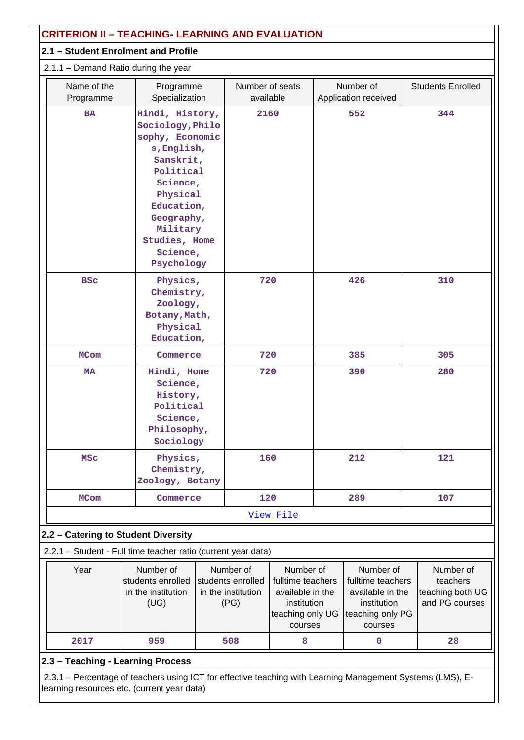## CRITERION II – TEACHING- LEARNING AND EVALUATION

### 2.1 – Student Enrolment and Profile

2.1.1 – Demand Ratio during the year

| Name of the Programme | Programme Specialization | Number of seats available | Number of Application received | Students Enrolled |
|---|---|---|---|---|
| BA | Hindi, History, Sociology,Philosophy, Economics,English, Sanskrit, Political Science, Physical Education, Geography, Military Studies, Home Science, Psychology | 2160 | 552 | 344 |
| BSc | Physics, Chemistry, Zoology, Botany,Math, Physical Education, | 720 | 426 | 310 |
| MCom | Commerce | 720 | 385 | 305 |
| MA | Hindi, Home Science, History, Political Science, Philosophy, Sociology | 720 | 390 | 280 |
| MSc | Physics, Chemistry, Zoology, Botany | 160 | 212 | 121 |
| MCom | Commerce | 120 | 289 | 107 |

View File

### 2.2 – Catering to Student Diversity

2.2.1 – Student - Full time teacher ratio (current year data)

| Year | Number of students enrolled in the institution (UG) | Number of students enrolled in the institution (PG) | Number of fulltime teachers available in the institution teaching only UG courses | Number of fulltime teachers available in the institution teaching only PG courses | Number of teachers teaching both UG and PG courses |
|---|---|---|---|---|---|
| 2017 | 959 | 508 | 8 | 0 | 28 |

### 2.3 – Teaching - Learning Process

2.3.1 – Percentage of teachers using ICT for effective teaching with Learning Management Systems (LMS), E-learning resources etc. (current year data)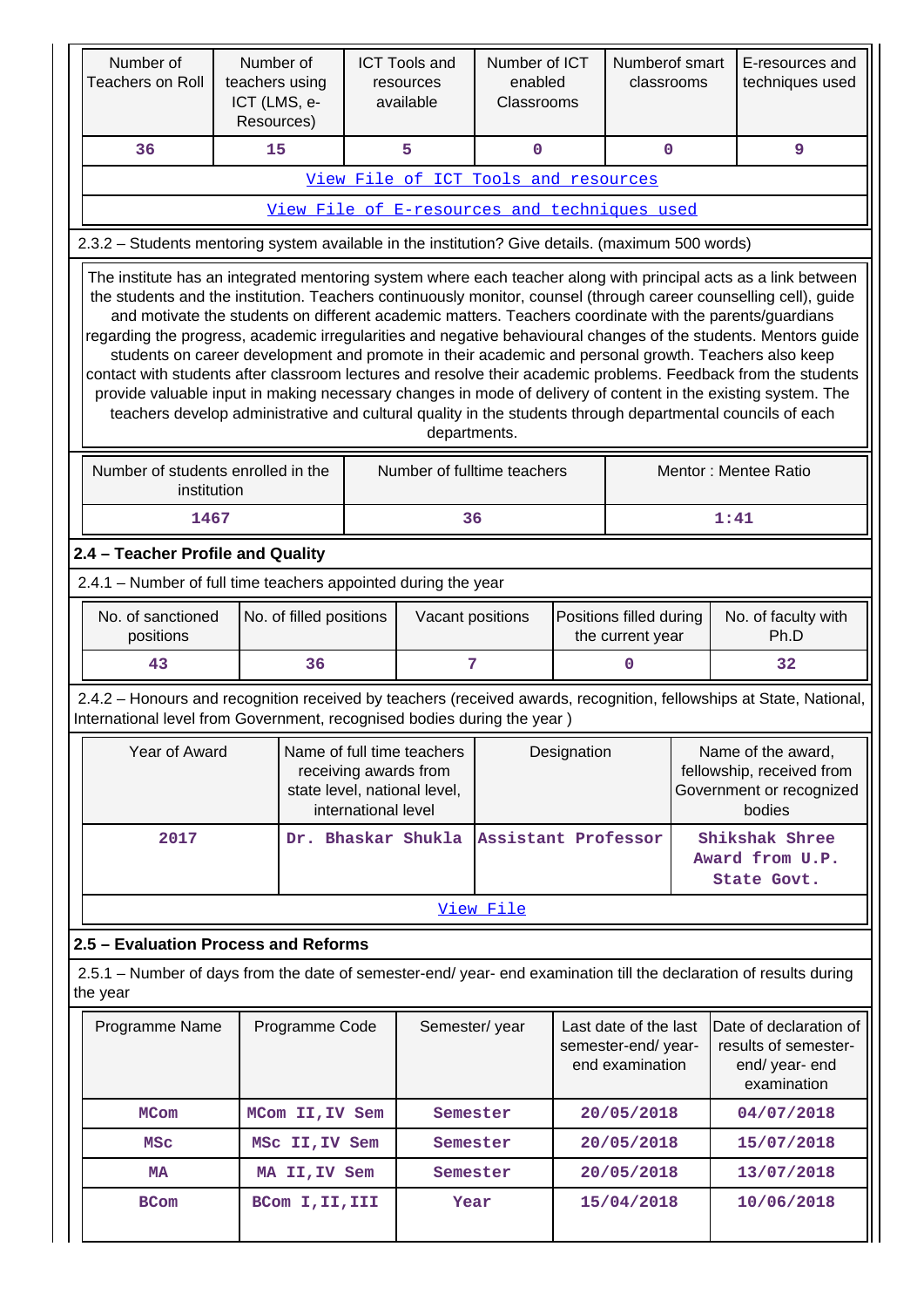| Number of Teachers on Roll | Number of teachers using ICT (LMS, e-Resources) | ICT Tools and resources available | Number of ICT enabled Classrooms | Numberof smart classrooms | E-resources and techniques used |
|---|---|---|---|---|---|
| 36 | 15 | 5 | 0 | 0 | 9 |
| View File of ICT Tools and resources | | | | | |
| View File of E-resources and techniques used | | | | | |

2.3.2 – Students mentoring system available in the institution? Give details. (maximum 500 words)

The institute has an integrated mentoring system where each teacher along with principal acts as a link between the students and the institution. Teachers continuously monitor, counsel (through career counselling cell), guide and motivate the students on different academic matters. Teachers coordinate with the parents/guardians regarding the progress, academic irregularities and negative behavioural changes of the students. Mentors guide students on career development and promote in their academic and personal growth. Teachers also keep contact with students after classroom lectures and resolve their academic problems. Feedback from the students provide valuable input in making necessary changes in mode of delivery of content in the existing system. The teachers develop administrative and cultural quality in the students through departmental councils of each departments.

| Number of students enrolled in the institution | Number of fulltime teachers | Mentor : Mentee Ratio |
|---|---|---|
| 1467 | 36 | 1:41 |

## 2.4 – Teacher Profile and Quality

2.4.1 – Number of full time teachers appointed during the year

| No. of sanctioned positions | No. of filled positions | Vacant positions | Positions filled during the current year | No. of faculty with Ph.D |
|---|---|---|---|---|
| 43 | 36 | 7 | 0 | 32 |

2.4.2 – Honours and recognition received by teachers (received awards, recognition, fellowships at State, National, International level from Government, recognised bodies during the year )

| Year of Award | Name of full time teachers receiving awards from state level, national level, international level | Designation | Name of the award, fellowship, received from Government or recognized bodies |
|---|---|---|---|
| 2017 | Dr. Bhaskar Shukla | Assistant Professor | Shikshak Shree Award from U.P. State Govt. |
| View File | | | |

## 2.5 – Evaluation Process and Reforms

2.5.1 – Number of days from the date of semester-end/ year- end examination till the declaration of results during the year

| Programme Name | Programme Code | Semester/ year | Last date of the last semester-end/ year- end examination | Date of declaration of results of semester-end/ year- end examination |
|---|---|---|---|---|
| MCom | MCom II,IV Sem | Semester | 20/05/2018 | 04/07/2018 |
| MSc | MSc II,IV Sem | Semester | 20/05/2018 | 15/07/2018 |
| MA | MA II,IV Sem | Semester | 20/05/2018 | 13/07/2018 |
| BCom | BCom I,II,III | Year | 15/04/2018 | 10/06/2018 |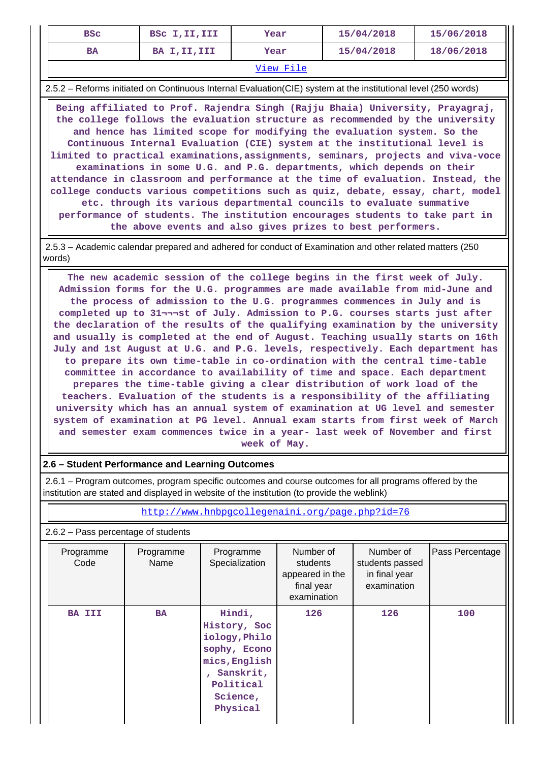| BSc | BSc I,II,III | Year | 15/04/2018 | 15/06/2018 |
|---|---|---|---|---|
| BA | BA I,II,III | Year | 15/04/2018 | 18/06/2018 |

View File

2.5.2 – Reforms initiated on Continuous Internal Evaluation(CIE) system at the institutional level (250 words)

Being affiliated to Prof. Rajendra Singh (Rajju Bhaia) University, Prayagraj, the college follows the evaluation structure as recommended by the university and hence has limited scope for modifying the evaluation system. So the Continuous Internal Evaluation (CIE) system at the institutional level is limited to practical examinations,assignments, seminars, projects and viva-voce examinations in some U.G. and P.G. departments, which depends on their attendance in classroom and performance at the time of evaluation. Instead, the college conducts various competitions such as quiz, debate, essay, chart, model etc. through its various departmental councils to evaluate summative performance of students. The institution encourages students to take part in the above events and also gives prizes to best performers.

2.5.3 – Academic calendar prepared and adhered for conduct of Examination and other related matters (250 words)

The new academic session of the college begins in the first week of July. Admission forms for the U.G. programmes are made available from mid-June and the process of admission to the U.G. programmes commences in July and is completed up to 31¬¬¬st of July. Admission to P.G. courses starts just after the declaration of the results of the qualifying examination by the university and usually is completed at the end of August. Teaching usually starts on 16th July and 1st August at U.G. and P.G. levels, respectively. Each department has to prepare its own time-table in co-ordination with the central time-table committee in accordance to availability of time and space. Each department prepares the time-table giving a clear distribution of work load of the teachers. Evaluation of the students is a responsibility of the affiliating university which has an annual system of examination at UG level and semester system of examination at PG level. Annual exam starts from first week of March and semester exam commences twice in a year- last week of November and first week of May.

## 2.6 – Student Performance and Learning Outcomes

2.6.1 – Program outcomes, program specific outcomes and course outcomes for all programs offered by the institution are stated and displayed in website of the institution (to provide the weblink)

http://www.hnbpgcollegenaini.org/page.php?id=76

2.6.2 – Pass percentage of students

| Programme Code | Programme Name | Programme Specialization | Number of students appeared in the final year examination | Number of students passed in final year examination | Pass Percentage |
|---|---|---|---|---|---|
| BA III | BA | Hindi, History, Sociology,Philosophy, Economics,English, Sanskrit, Political Science, Physical | 126 | 126 | 100 |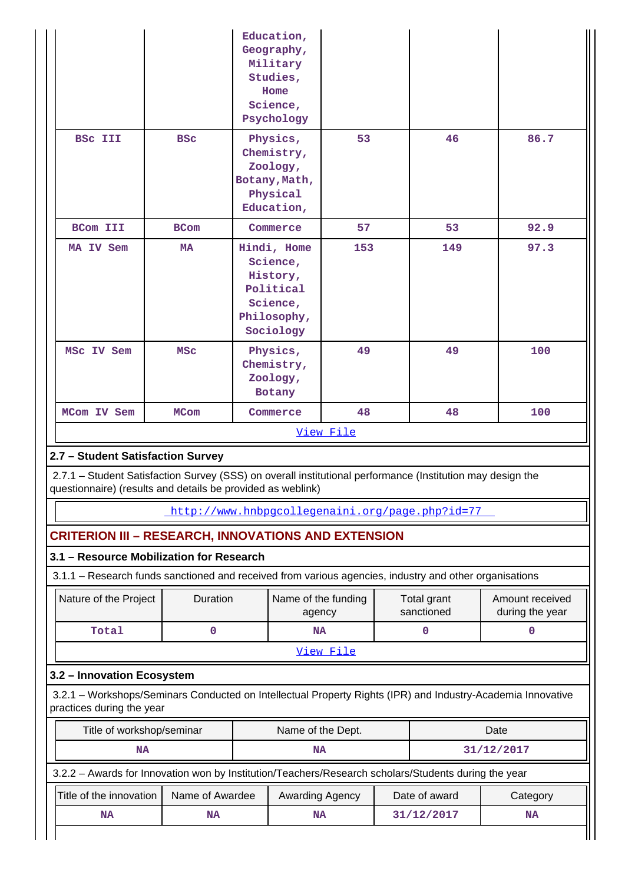| | | Education, Geography, Military Studies, Home Science, Psychology | | | |
|---|---|---|---|---|---|
| BSc III | BSc | Physics, Chemistry, Zoology, Botany,Math, Physical Education, | 53 | 46 | 86.7 |
| BCom III | BCom | Commerce | 57 | 53 | 92.9 |
| MA IV Sem | MA | Hindi, Home Science, History, Political Science, Philosophy, Sociology | 153 | 149 | 97.3 |
| MSc IV Sem | MSc | Physics, Chemistry, Zoology, Botany | 49 | 49 | 100 |
| MCom IV Sem | MCom | Commerce | 48 | 48 | 100 |

[View File](#)

### 2.7 – Student Satisfaction Survey

2.7.1 – Student Satisfaction Survey (SSS) on overall institutional performance (Institution may design the questionnaire) (results and details be provided as weblink)

http://www.hnbpgcollegenaini.org/page.php?id=77

## CRITERION III – RESEARCH, INNOVATIONS AND EXTENSION

### 3.1 – Resource Mobilization for Research

3.1.1 – Research funds sanctioned and received from various agencies, industry and other organisations

| Nature of the Project | Duration | Name of the funding agency | Total grant sanctioned | Amount received during the year |
|---|---|---|---|---|
| Total | 0 | NA | 0 | 0 |

[View File](#)

### 3.2 – Innovation Ecosystem

3.2.1 – Workshops/Seminars Conducted on Intellectual Property Rights (IPR) and Industry-Academia Innovative practices during the year

| Title of workshop/seminar | Name of the Dept. | Date |
|---|---|---|
| NA | NA | 31/12/2017 |

3.2.2 – Awards for Innovation won by Institution/Teachers/Research scholars/Students during the year

| Title of the innovation | Name of Awardee | Awarding Agency | Date of award | Category |
|---|---|---|---|---|
| NA | NA | NA | 31/12/2017 | NA |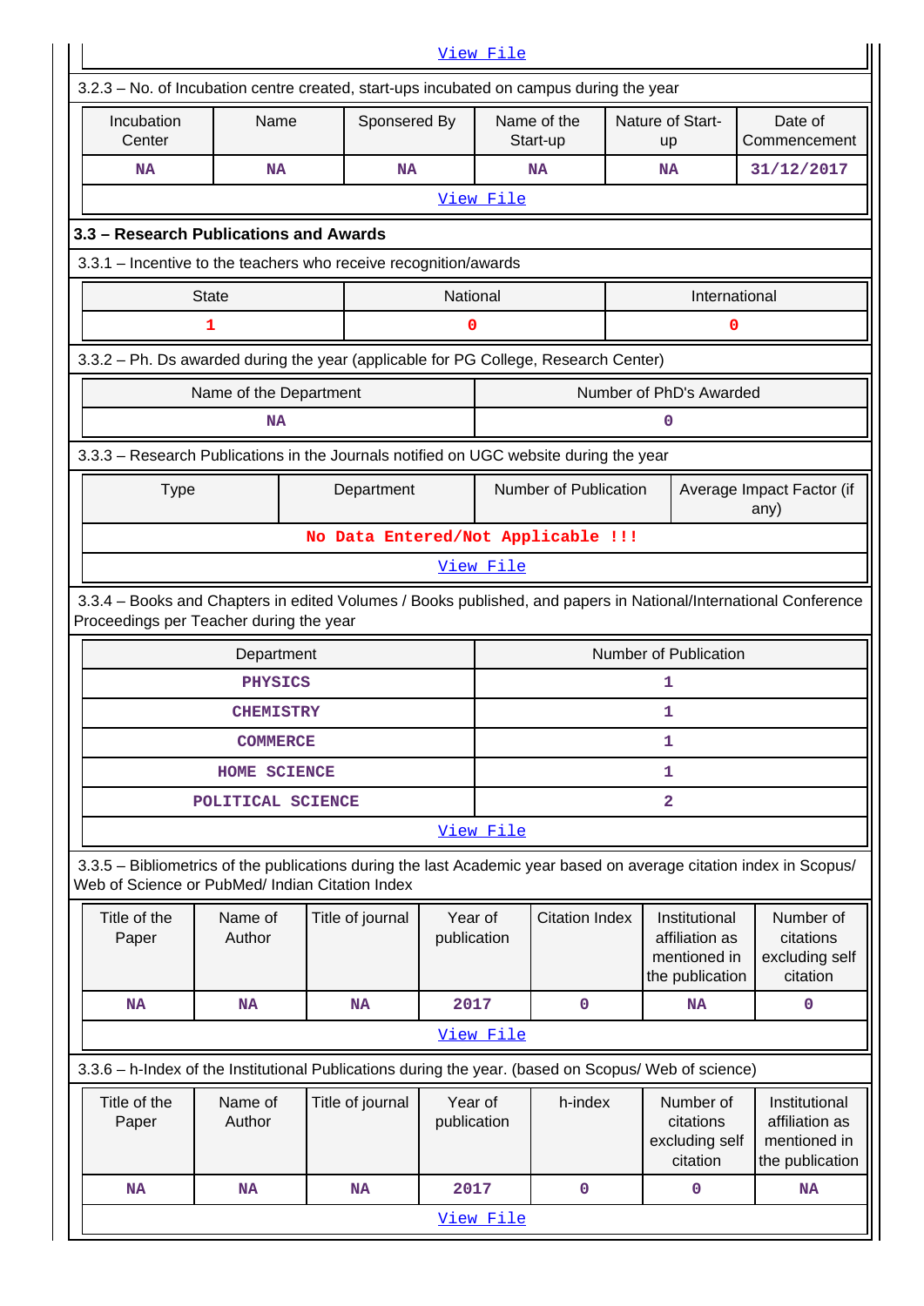[View File](#)

3.2.3 – No. of Incubation centre created, start-ups incubated on campus during the year

| Incubation Center | Name | Sponsered By | Name of the Start-up | Nature of Start-up | Date of Commencement |
|---|---|---|---|---|---|
| NA | NA | NA | NA | NA | 31/12/2017 |

[View File](#)

### 3.3 – Research Publications and Awards

3.3.1 – Incentive to the teachers who receive recognition/awards

| State | National | International |
|---|---|---|
| 1 | 0 | 0 |

3.3.2 – Ph. Ds awarded during the year (applicable for PG College, Research Center)

| Name of the Department | Number of PhD's Awarded |
|---|---|
| NA | 0 |

3.3.3 – Research Publications in the Journals notified on UGC website during the year

| Type | Department | Number of Publication | Average Impact Factor (if any) |
|---|---|---|---|
| No Data Entered/Not Applicable !!! | | | |

[View File](#)

3.3.4 – Books and Chapters in edited Volumes / Books published, and papers in National/International Conference Proceedings per Teacher during the year

| Department | Number of Publication |
|---|---|
| PHYSICS | 1 |
| CHEMISTRY | 1 |
| COMMERCE | 1 |
| HOME SCIENCE | 1 |
| POLITICAL SCIENCE | 2 |

[View File](#)

3.3.5 – Bibliometrics of the publications during the last Academic year based on average citation index in Scopus/ Web of Science or PubMed/ Indian Citation Index

| Title of the Paper | Name of Author | Title of journal | Year of publication | Citation Index | Institutional affiliation as mentioned in the publication | Number of citations excluding self citation |
|---|---|---|---|---|---|---|
| NA | NA | NA | 2017 | 0 | NA | 0 |

[View File](#)

3.3.6 – h-Index of the Institutional Publications during the year. (based on Scopus/ Web of science)

| Title of the Paper | Name of Author | Title of journal | Year of publication | h-index | Number of citations excluding self citation | Institutional affiliation as mentioned in the publication |
|---|---|---|---|---|---|---|
| NA | NA | NA | 2017 | 0 | 0 | NA |

[View File](#)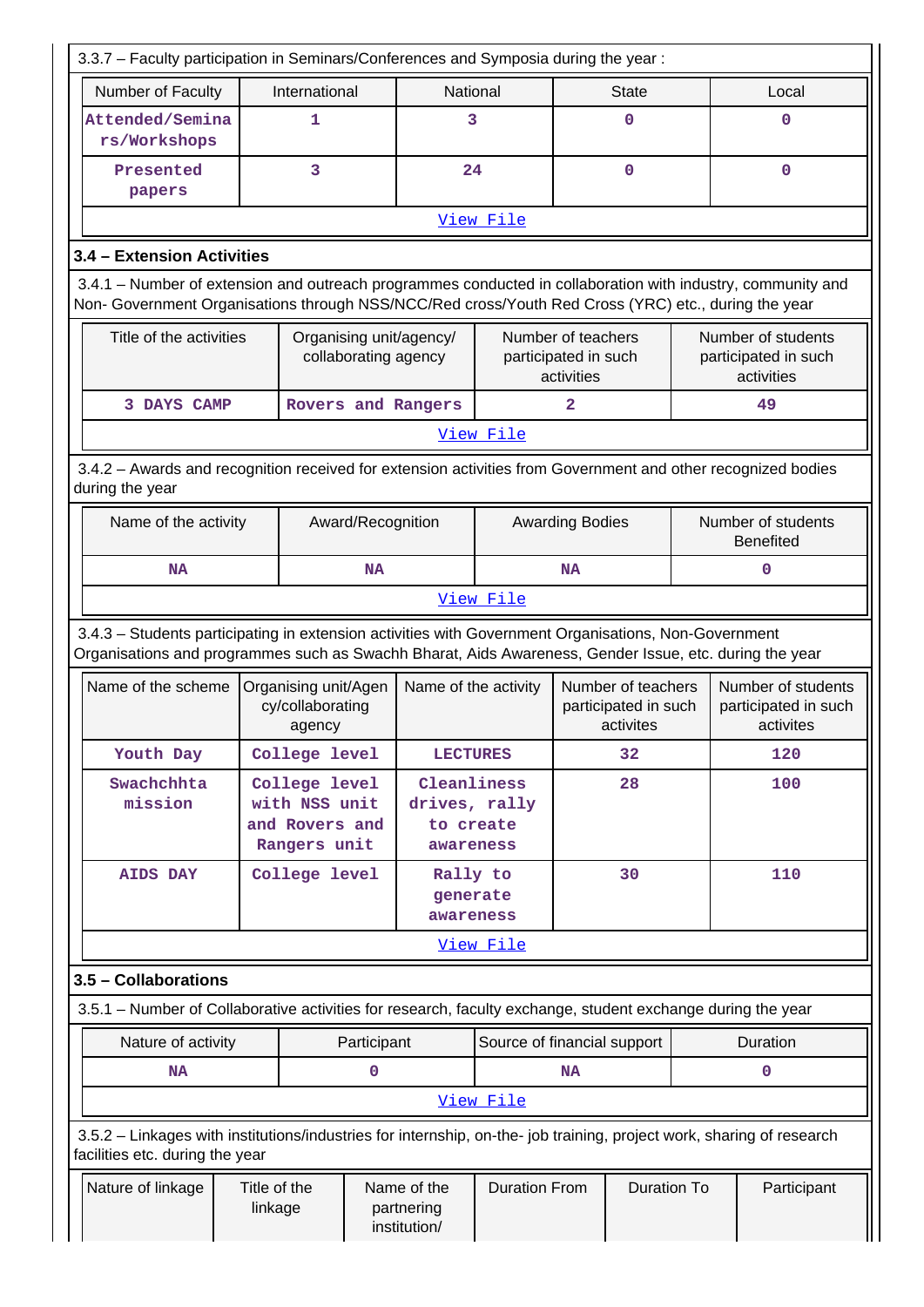3.3.7 – Faculty participation in Seminars/Conferences and Symposia during the year :

| Number of Faculty | International | National | State | Local |
| --- | --- | --- | --- | --- |
| Attended/Seminars/Workshops | 1 | 3 | 0 | 0 |
| Presented papers | 3 | 24 | 0 | 0 |

View File

### 3.4 – Extension Activities

3.4.1 – Number of extension and outreach programmes conducted in collaboration with industry, community and Non- Government Organisations through NSS/NCC/Red cross/Youth Red Cross (YRC) etc., during the year

| Title of the activities | Organising unit/agency/ collaborating agency | Number of teachers participated in such activities | Number of students participated in such activities |
| --- | --- | --- | --- |
| 3 DAYS CAMP | Rovers and Rangers | 2 | 49 |

View File

3.4.2 – Awards and recognition received for extension activities from Government and other recognized bodies during the year

| Name of the activity | Award/Recognition | Awarding Bodies | Number of students Benefited |
| --- | --- | --- | --- |
| NA | NA | NA | 0 |

View File

3.4.3 – Students participating in extension activities with Government Organisations, Non-Government Organisations and programmes such as Swachh Bharat, Aids Awareness, Gender Issue, etc. during the year

| Name of the scheme | Organising unit/Agency/collaborating agency | Name of the activity | Number of teachers participated in such activites | Number of students participated in such activites |
| --- | --- | --- | --- | --- |
| Youth Day | College level | LECTURES | 32 | 120 |
| Swachchhta mission | College level with NSS unit and Rovers and Rangers unit | Cleanliness drives, rally to create awareness | 28 | 100 |
| AIDS DAY | College level | Rally to generate awareness | 30 | 110 |

View File

### 3.5 – Collaborations

3.5.1 – Number of Collaborative activities for research, faculty exchange, student exchange during the year

| Nature of activity | Participant | Source of financial support | Duration |
| --- | --- | --- | --- |
| NA | 0 | NA | 0 |

View File

3.5.2 – Linkages with institutions/industries for internship, on-the- job training, project work, sharing of research facilities etc. during the year

| Nature of linkage | Title of the linkage | Name of the partnering institution/ | Duration From | Duration To | Participant |
| --- | --- | --- | --- | --- | --- |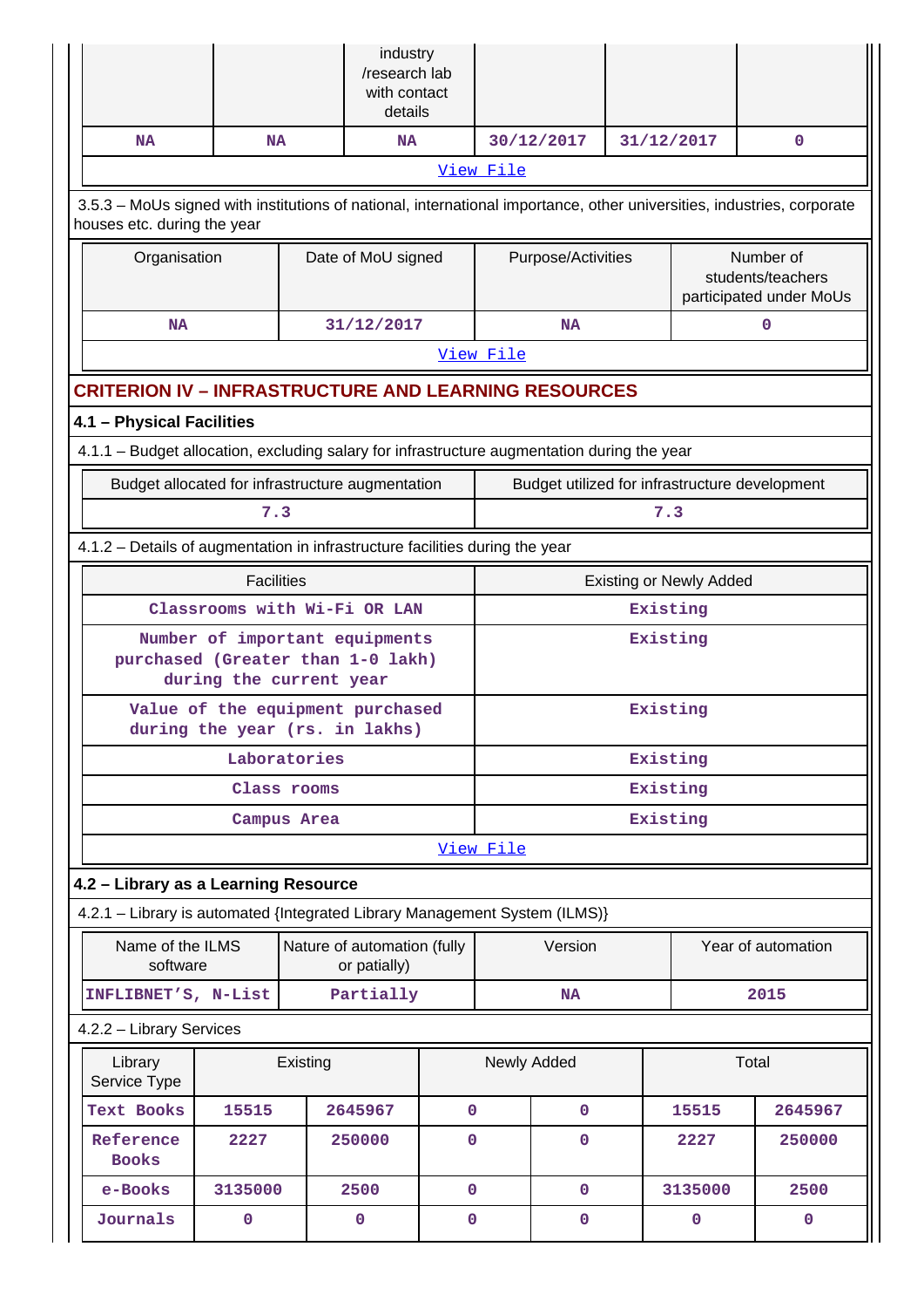| | | industry /research lab with contact details | | | |
|---|---|---|---|---|---|
| NA | NA | NA | 30/12/2017 | 31/12/2017 | 0 |

View File

3.5.3 – MoUs signed with institutions of national, international importance, other universities, industries, corporate houses etc. during the year

| Organisation | Date of MoU signed | Purpose/Activities | Number of students/teachers participated under MoUs |
|---|---|---|---|
| NA | 31/12/2017 | NA | 0 |

View File

## CRITERION IV – INFRASTRUCTURE AND LEARNING RESOURCES

### 4.1 – Physical Facilities

4.1.1 – Budget allocation, excluding salary for infrastructure augmentation during the year

| Budget allocated for infrastructure augmentation | Budget utilized for infrastructure development |
|---|---|
| 7.3 | 7.3 |

4.1.2 – Details of augmentation in infrastructure facilities during the year

| Facilities | Existing or Newly Added |
|---|---|
| Classrooms with Wi-Fi OR LAN | Existing |
| Number of important equipments purchased (Greater than 1-0 lakh) during the current year | Existing |
| Value of the equipment purchased during the year (rs. in lakhs) | Existing |
| Laboratories | Existing |
| Class rooms | Existing |
| Campus Area | Existing |

View File

### 4.2 – Library as a Learning Resource

4.2.1 – Library is automated {Integrated Library Management System (ILMS)}

| Name of the ILMS software | Nature of automation (fully or patially) | Version | Year of automation |
|---|---|---|---|
| INFLIBNET'S, N-List | Partially | NA | 2015 |

4.2.2 – Library Services

| Library Service Type | Existing | | Newly Added | | Total | |
|---|---|---|---|---|---|---|
| Text Books | 15515 | 2645967 | 0 | 0 | 15515 | 2645967 |
| Reference Books | 2227 | 250000 | 0 | 0 | 2227 | 250000 |
| e-Books | 3135000 | 2500 | 0 | 0 | 3135000 | 2500 |
| Journals | 0 | 0 | 0 | 0 | 0 | 0 |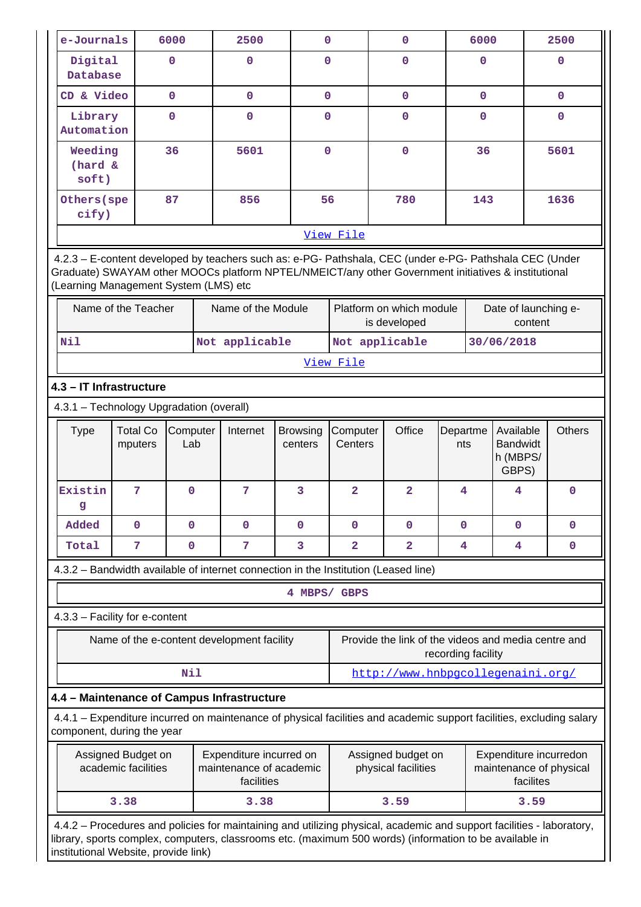| e-Journals | 6000 | 2500 | 0 | 0 | 6000 | 2500 |
|---|---|---|---|---|---|---|
| Digital Database | 0 | 0 | 0 | 0 | 0 | 0 |
| CD & Video | 0 | 0 | 0 | 0 | 0 | 0 |
| Library Automation | 0 | 0 | 0 | 0 | 0 | 0 |
| Weeding (hard & soft) | 36 | 5601 | 0 | 0 | 36 | 5601 |
| Others(specify) | 87 | 856 | 56 | 780 | 143 | 1636 |
| View File | | | | | | |

4.2.3 – E-content developed by teachers such as: e-PG- Pathshala, CEC (under e-PG- Pathshala CEC (Under Graduate) SWAYAM other MOOCs platform NPTEL/NMEICT/any other Government initiatives & institutional (Learning Management System (LMS) etc

| Name of the Teacher | Name of the Module | Platform on which module is developed | Date of launching e-content |
|---|---|---|---|
| Nil | Not applicable | Not applicable | 30/06/2018 |
| View File | | | |

### 4.3 – IT Infrastructure

4.3.1 – Technology Upgradation (overall)

| Type | Total Computers | Computer Lab | Internet | Browsing centers | Computer Centers | Office | Departments | Available Bandwidth (MBPS/ GBPS) | Others |
|---|---|---|---|---|---|---|---|---|---|
| Existing | 7 | 0 | 7 | 3 | 2 | 2 | 4 | 4 | 0 |
| Added | 0 | 0 | 0 | 0 | 0 | 0 | 0 | 0 | 0 |
| Total | 7 | 0 | 7 | 3 | 2 | 2 | 4 | 4 | 0 |

4.3.2 – Bandwidth available of internet connection in the Institution (Leased line)

4 MBPS/ GBPS

4.3.3 – Facility for e-content

| Name of the e-content development facility | Provide the link of the videos and media centre and recording facility |
|---|---|
| Nil | http://www.hnbpgcollegenaini.org/ |

### 4.4 – Maintenance of Campus Infrastructure

4.4.1 – Expenditure incurred on maintenance of physical facilities and academic support facilities, excluding salary component, during the year

| Assigned Budget on academic facilities | Expenditure incurred on maintenance of academic facilities | Assigned budget on physical facilities | Expenditure incurredon maintenance of physical facilites |
|---|---|---|---|
| 3.38 | 3.38 | 3.59 | 3.59 |

4.4.2 – Procedures and policies for maintaining and utilizing physical, academic and support facilities - laboratory, library, sports complex, computers, classrooms etc. (maximum 500 words) (information to be available in institutional Website, provide link)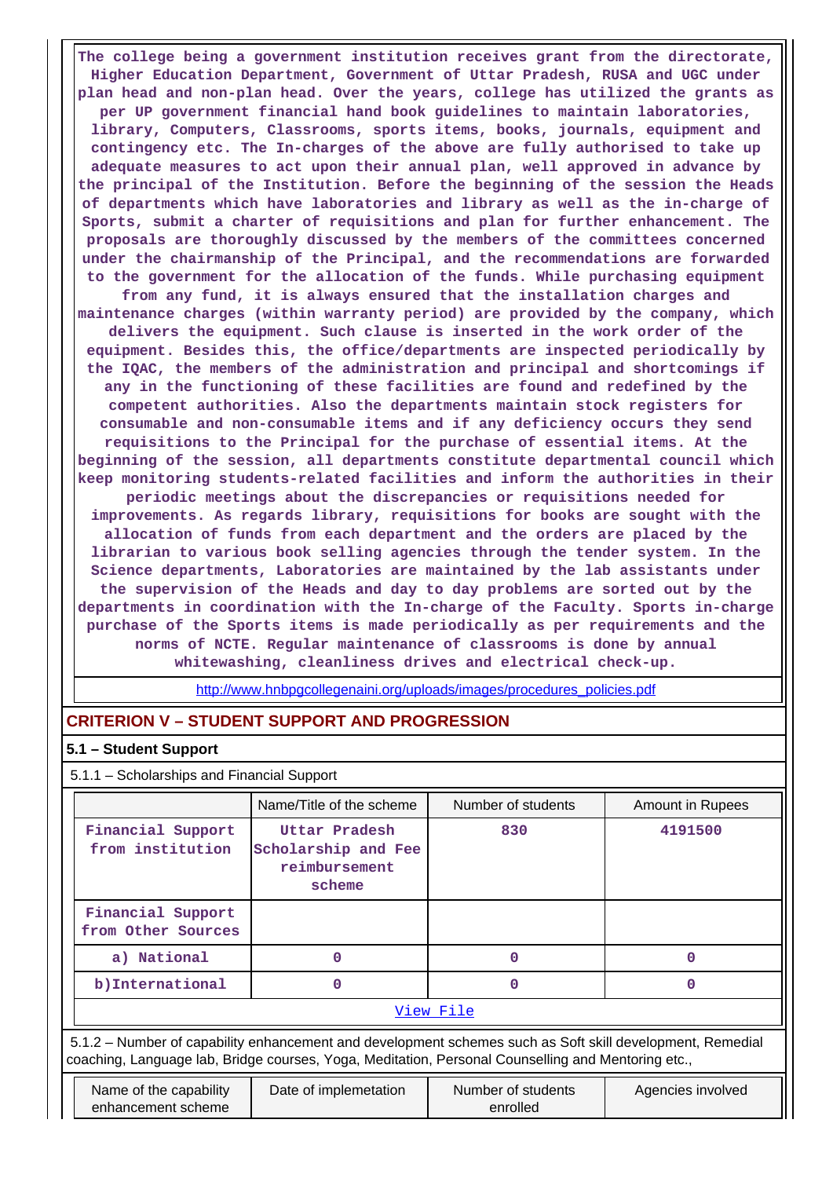The college being a government institution receives grant from the directorate, Higher Education Department, Government of Uttar Pradesh, RUSA and UGC under plan head and non-plan head. Over the years, college has utilized the grants as per UP government financial hand book guidelines to maintain laboratories, library, Computers, Classrooms, sports items, books, journals, equipment and contingency etc. The In-charges of the above are fully authorised to take up adequate measures to act upon their annual plan, well approved in advance by the principal of the Institution. Before the beginning of the session the Heads of departments which have laboratories and library as well as the in-charge of Sports, submit a charter of requisitions and plan for further enhancement. The proposals are thoroughly discussed by the members of the committees concerned under the chairmanship of the Principal, and the recommendations are forwarded to the government for the allocation of the funds. While purchasing equipment from any fund, it is always ensured that the installation charges and maintenance charges (within warranty period) are provided by the company, which delivers the equipment. Such clause is inserted in the work order of the equipment. Besides this, the office/departments are inspected periodically by the IQAC, the members of the administration and principal and shortcomings if any in the functioning of these facilities are found and redefined by the competent authorities. Also the departments maintain stock registers for consumable and non-consumable items and if any deficiency occurs they send requisitions to the Principal for the purchase of essential items. At the beginning of the session, all departments constitute departmental council which keep monitoring students-related facilities and inform the authorities in their periodic meetings about the discrepancies or requisitions needed for improvements. As regards library, requisitions for books are sought with the allocation of funds from each department and the orders are placed by the librarian to various book selling agencies through the tender system. In the Science departments, Laboratories are maintained by the lab assistants under the supervision of the Heads and day to day problems are sorted out by the departments in coordination with the In-charge of the Faculty. Sports in-charge purchase of the Sports items is made periodically as per requirements and the norms of NCTE. Regular maintenance of classrooms is done by annual whitewashing, cleanliness drives and electrical check-up.

http://www.hnbpgcollegenaini.org/uploads/images/procedures_policies.pdf

## CRITERION V – STUDENT SUPPORT AND PROGRESSION

### 5.1 – Student Support

5.1.1 – Scholarships and Financial Support

| | Name/Title of the scheme | Number of students | Amount in Rupees |
|---|---|---|---|
| Financial Support from institution | Uttar Pradesh Scholarship and Fee reimbursement scheme | 830 | 4191500 |
| Financial Support from Other Sources | | | |
| a) National | 0 | 0 | 0 |
| b)International | 0 | 0 | 0 |

View File

5.1.2 – Number of capability enhancement and development schemes such as Soft skill development, Remedial coaching, Language lab, Bridge courses, Yoga, Meditation, Personal Counselling and Mentoring etc.,

| Name of the capability enhancement scheme | Date of implemetation | Number of students enrolled | Agencies involved |
|---|---|---|---|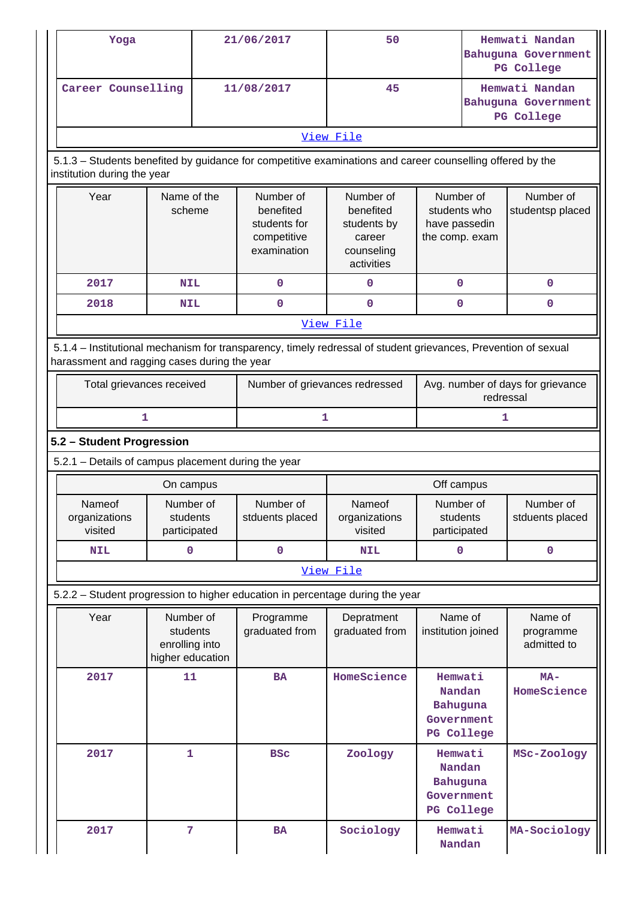| Yoga | 21/06/2017 | 50 | Hemwati Nandan Bahuguna Government PG College |
|---|---|---|---|
| Career Counselling | 11/08/2017 | 45 | Hemwati Nandan Bahuguna Government PG College |

View File

5.1.3 – Students benefited by guidance for competitive examinations and career counselling offered by the institution during the year

| Year | Name of the scheme | Number of benefited students for competitive examination | Number of benefited students by career counseling activities | Number of students who have passedin the comp. exam | Number of studentsp placed |
|---|---|---|---|---|---|
| 2017 | NIL | 0 | 0 | 0 | 0 |
| 2018 | NIL | 0 | 0 | 0 | 0 |

View File

5.1.4 – Institutional mechanism for transparency, timely redressal of student grievances, Prevention of sexual harassment and ragging cases during the year

| Total grievances received | Number of grievances redressed | Avg. number of days for grievance redressal |
|---|---|---|
| 1 | 1 | 1 |

## 5.2 – Student Progression

5.2.1 – Details of campus placement during the year

| On campus | | | Off campus | | |
|---|---|---|---|---|---|
| Nameof organizations visited | Number of students participated | Number of stduents placed | Nameof organizations visited | Number of students participated | Number of stduents placed |
| NIL | 0 | 0 | NIL | 0 | 0 |

View File

5.2.2 – Student progression to higher education in percentage during the year

| Year | Number of students enrolling into higher education | Programme graduated from | Depratment graduated from | Name of institution joined | Name of programme admitted to |
|---|---|---|---|---|---|
| 2017 | 11 | BA | HomeScience | Hemwati Nandan Bahuguna Government PG College | MA-HomeScience |
| 2017 | 1 | BSc | Zoology | Hemwati Nandan Bahuguna Government PG College | MSc-Zoology |
| 2017 | 7 | BA | Sociology | Hemwati Nandan | MA-Sociology |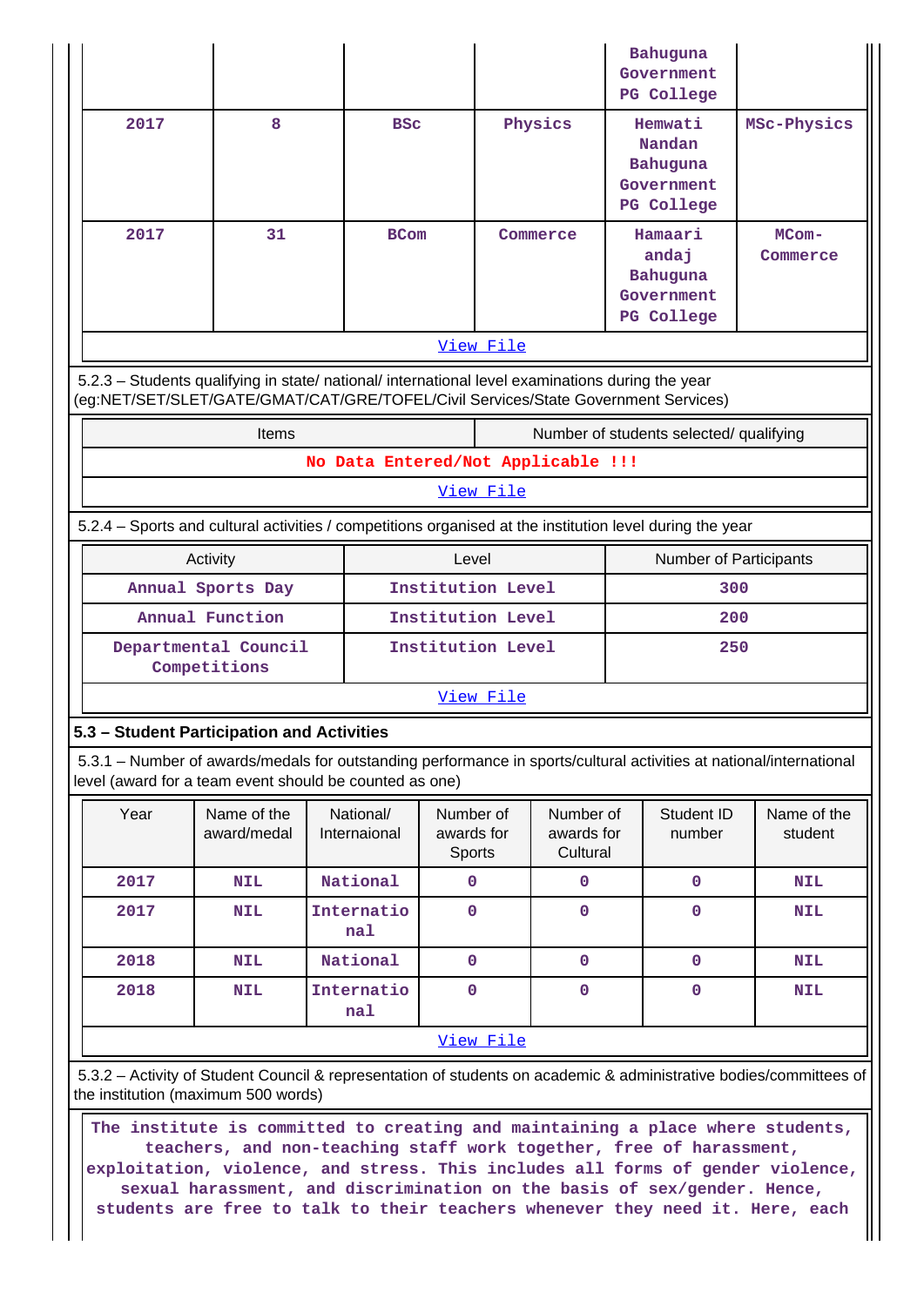| | | | | Bahuguna Government PG College | |
|---|---|---|---|---|---|
| 2017 | 8 | BSc | Physics | Hemwati Nandan Bahuguna Government PG College | MSc-Physics |
| 2017 | 31 | BCom | Commerce | Hamaari andaj Bahuguna Government PG College | MCom-Commerce |

View File

5.2.3 – Students qualifying in state/ national/ international level examinations during the year (eg:NET/SET/SLET/GATE/GMAT/CAT/GRE/TOFEL/Civil Services/State Government Services)

| Items | Number of students selected/ qualifying |
|---|---|
| No Data Entered/Not Applicable !!! | |

View File

5.2.4 – Sports and cultural activities / competitions organised at the institution level during the year

| Activity | Level | Number of Participants |
|---|---|---|
| Annual Sports Day | Institution Level | 300 |
| Annual Function | Institution Level | 200 |
| Departmental Council Competitions | Institution Level | 250 |

View File

**5.3 – Student Participation and Activities**

5.3.1 – Number of awards/medals for outstanding performance in sports/cultural activities at national/international level (award for a team event should be counted as one)

| Year | Name of the award/medal | National/ Internaional | Number of awards for Sports | Number of awards for Cultural | Student ID number | Name of the student |
|---|---|---|---|---|---|---|
| 2017 | NIL | National | 0 | 0 | 0 | NIL |
| 2017 | NIL | International | 0 | 0 | 0 | NIL |
| 2018 | NIL | National | 0 | 0 | 0 | NIL |
| 2018 | NIL | International | 0 | 0 | 0 | NIL |

View File

5.3.2 – Activity of Student Council & representation of students on academic & administrative bodies/committees of the institution (maximum 500 words)

The institute is committed to creating and maintaining a place where students, teachers, and non-teaching staff work together, free of harassment, exploitation, violence, and stress. This includes all forms of gender violence, sexual harassment, and discrimination on the basis of sex/gender. Hence, students are free to talk to their teachers whenever they need it. Here, each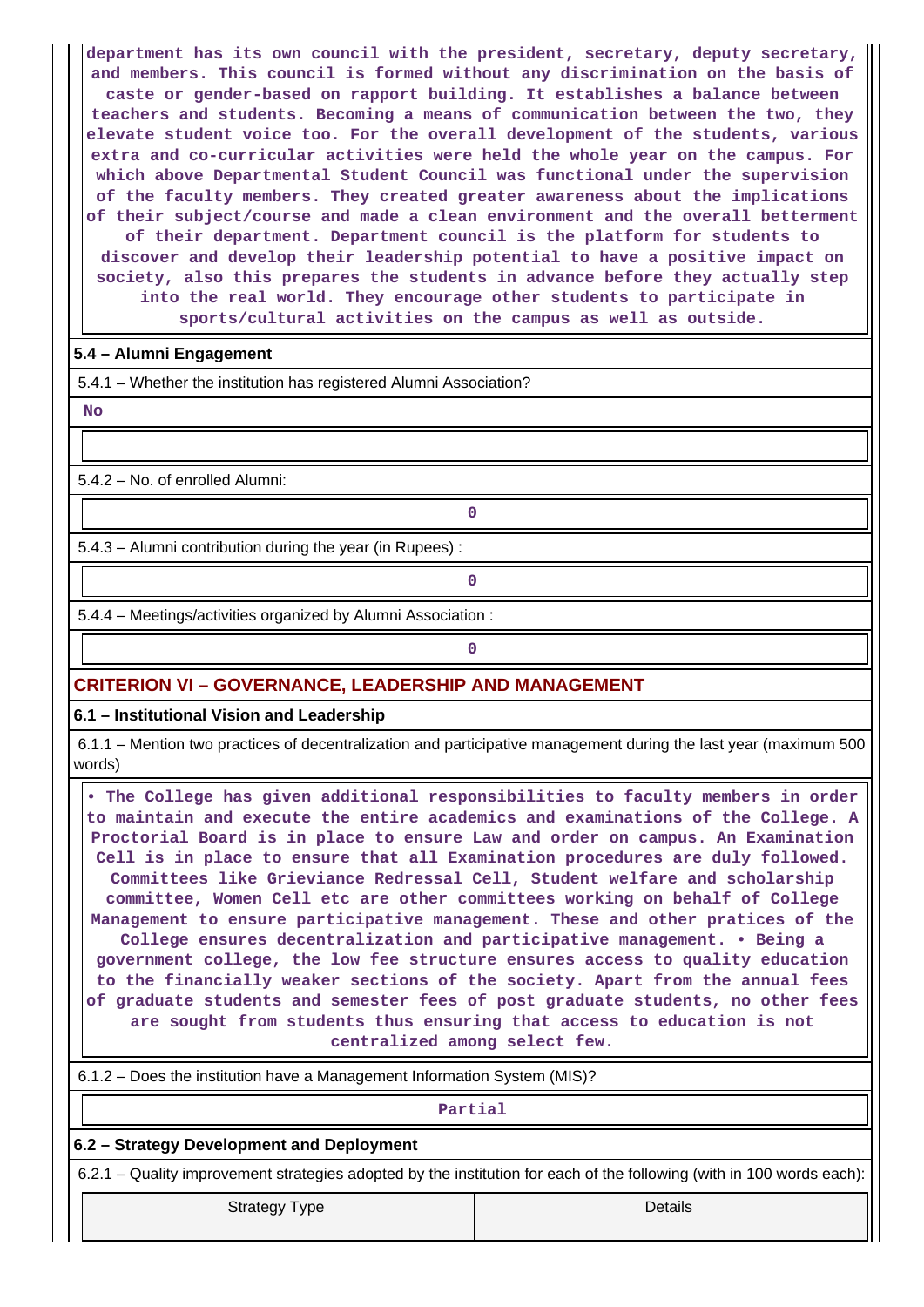department has its own council with the president, secretary, deputy secretary, and members. This council is formed without any discrimination on the basis of caste or gender-based on rapport building. It establishes a balance between teachers and students. Becoming a means of communication between the two, they elevate student voice too. For the overall development of the students, various extra and co-curricular activities were held the whole year on the campus. For which above Departmental Student Council was functional under the supervision of the faculty members. They created greater awareness about the implications of their subject/course and made a clean environment and the overall betterment of their department. Department council is the platform for students to discover and develop their leadership potential to have a positive impact on society, also this prepares the students in advance before they actually step into the real world. They encourage other students to participate in sports/cultural activities on the campus as well as outside.

### 5.4 – Alumni Engagement

5.4.1 – Whether the institution has registered Alumni Association?

No

5.4.2 – No. of enrolled Alumni:

0

5.4.3 – Alumni contribution during the year (in Rupees) :

0

5.4.4 – Meetings/activities organized by Alumni Association :

0

## CRITERION VI – GOVERNANCE, LEADERSHIP AND MANAGEMENT

### 6.1 – Institutional Vision and Leadership

6.1.1 – Mention two practices of decentralization and participative management during the last year (maximum 500 words)

• The College has given additional responsibilities to faculty members in order to maintain and execute the entire academics and examinations of the College. A Proctorial Board is in place to ensure Law and order on campus. An Examination Cell is in place to ensure that all Examination procedures are duly followed. Committees like Grieviance Redressal Cell, Student welfare and scholarship committee, Women Cell etc are other committees working on behalf of College Management to ensure participative management. These and other pratices of the College ensures decentralization and participative management. • Being a government college, the low fee structure ensures access to quality education to the financially weaker sections of the society. Apart from the annual fees of graduate students and semester fees of post graduate students, no other fees are sought from students thus ensuring that access to education is not centralized among select few.

6.1.2 – Does the institution have a Management Information System (MIS)?

Partial

### 6.2 – Strategy Development and Deployment

6.2.1 – Quality improvement strategies adopted by the institution for each of the following (with in 100 words each):

| Strategy Type | Details |
|---|---|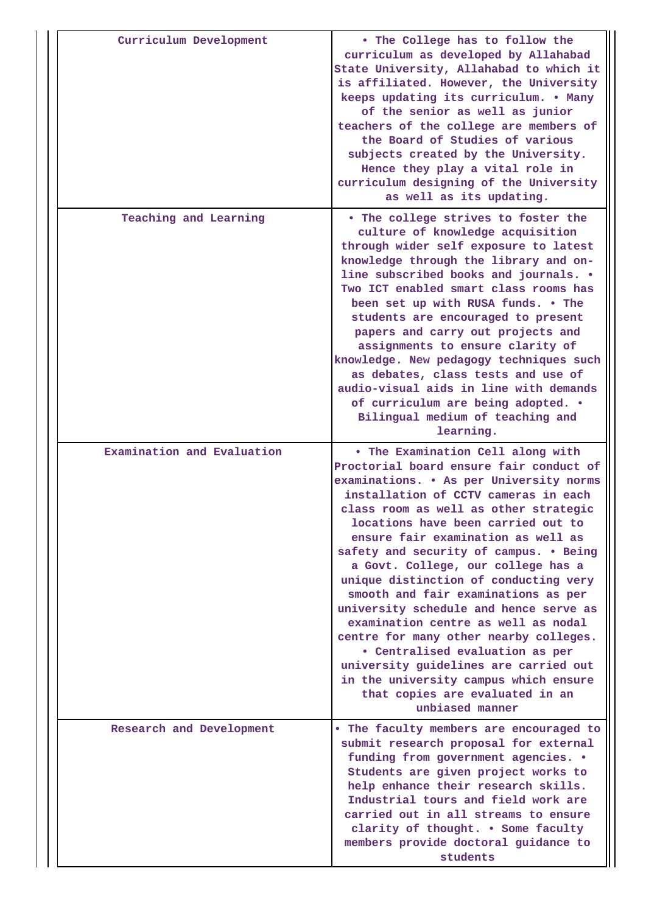| | |
|---|---|
| Curriculum Development | • The College has to follow the curriculum as developed by Allahabad State University, Allahabad to which it is affiliated. However, the University keeps updating its curriculum. • Many of the senior as well as junior teachers of the college are members of the Board of Studies of various subjects created by the University. Hence they play a vital role in curriculum designing of the University as well as its updating. |
| Teaching and Learning | • The college strives to foster the culture of knowledge acquisition through wider self exposure to latest knowledge through the library and on-line subscribed books and journals. • Two ICT enabled smart class rooms has been set up with RUSA funds. • The students are encouraged to present papers and carry out projects and assignments to ensure clarity of knowledge. New pedagogy techniques such as debates, class tests and use of audio-visual aids in line with demands of curriculum are being adopted. • Bilingual medium of teaching and learning. |
| Examination and Evaluation | • The Examination Cell along with Proctorial board ensure fair conduct of examinations. • As per University norms installation of CCTV cameras in each class room as well as other strategic locations have been carried out to ensure fair examination as well as safety and security of campus. • Being a Govt. College, our college has a unique distinction of conducting very smooth and fair examinations as per university schedule and hence serve as examination centre as well as nodal centre for many other nearby colleges. • Centralised evaluation as per university guidelines are carried out in the university campus which ensure that copies are evaluated in an unbiased manner |
| Research and Development | • The faculty members are encouraged to submit research proposal for external funding from government agencies. • Students are given project works to help enhance their research skills. Industrial tours and field work are carried out in all streams to ensure clarity of thought. • Some faculty members provide doctoral guidance to students |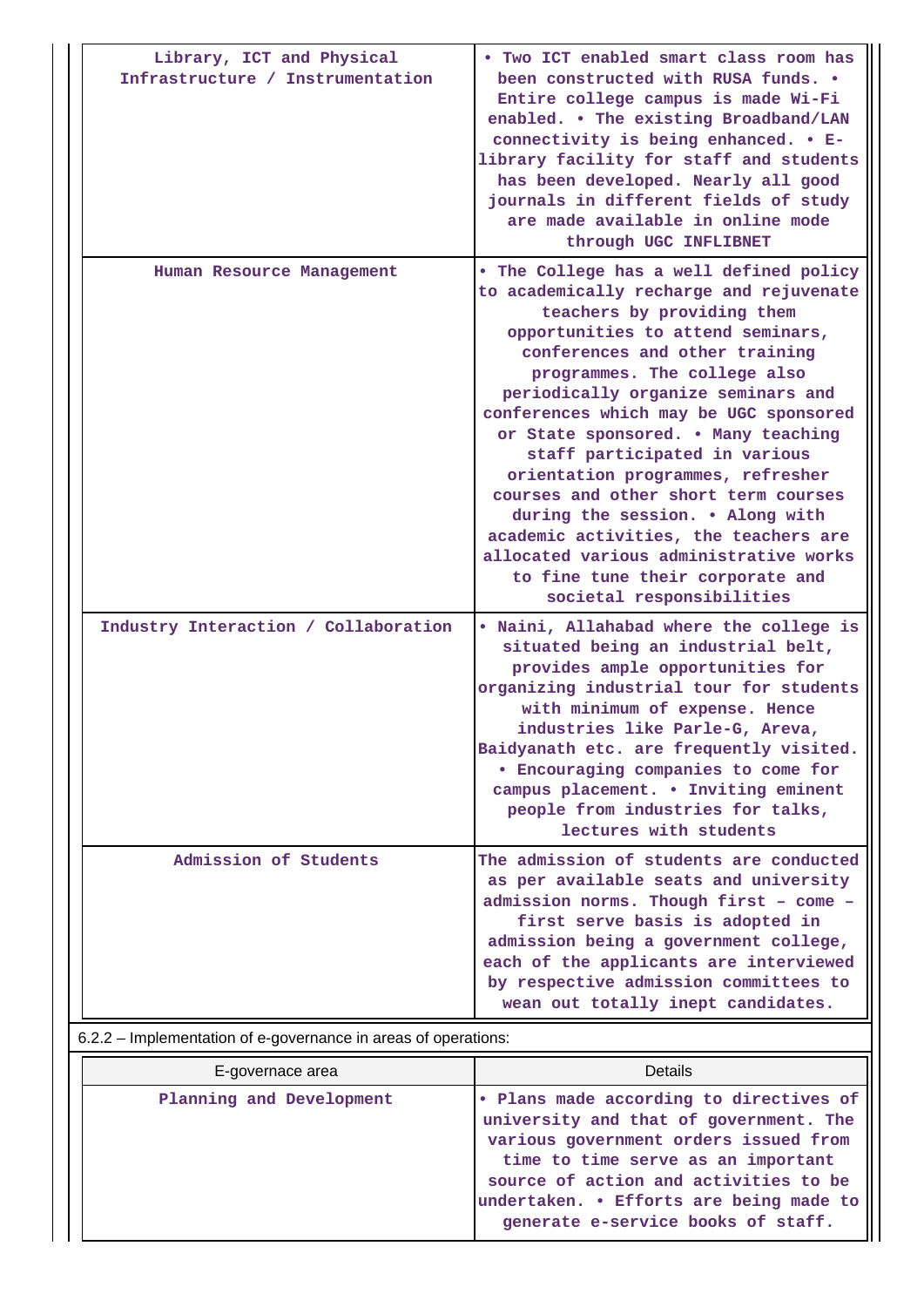| | |
|---|---|
| Library, ICT and Physical Infrastructure / Instrumentation | • Two ICT enabled smart class room has been constructed with RUSA funds. • Entire college campus is made Wi-Fi enabled. • The existing Broadband/LAN connectivity is being enhanced. • E-library facility for staff and students has been developed. Nearly all good journals in different fields of study are made available in online mode through UGC INFLIBNET |
| Human Resource Management | • The College has a well defined policy to academically recharge and rejuvenate teachers by providing them opportunities to attend seminars, conferences and other training programmes. The college also periodically organize seminars and conferences which may be UGC sponsored or State sponsored. • Many teaching staff participated in various orientation programmes, refresher courses and other short term courses during the session. • Along with academic activities, the teachers are allocated various administrative works to fine tune their corporate and societal responsibilities |
| Industry Interaction / Collaboration | • Naini, Allahabad where the college is situated being an industrial belt, provides ample opportunities for organizing industrial tour for students with minimum of expense. Hence industries like Parle-G, Areva, Baidyanath etc. are frequently visited. • Encouraging companies to come for campus placement. • Inviting eminent people from industries for talks, lectures with students |
| Admission of Students | The admission of students are conducted as per available seats and university admission norms. Though first – come – first serve basis is adopted in admission being a government college, each of the applicants are interviewed by respective admission committees to wean out totally inept candidates. |

6.2.2 – Implementation of e-governance in areas of operations:

| E-governace area | Details |
|---|---|
| Planning and Development | • Plans made according to directives of university and that of government. The various government orders issued from time to time serve as an important source of action and activities to be undertaken. • Efforts are being made to generate e-service books of staff. |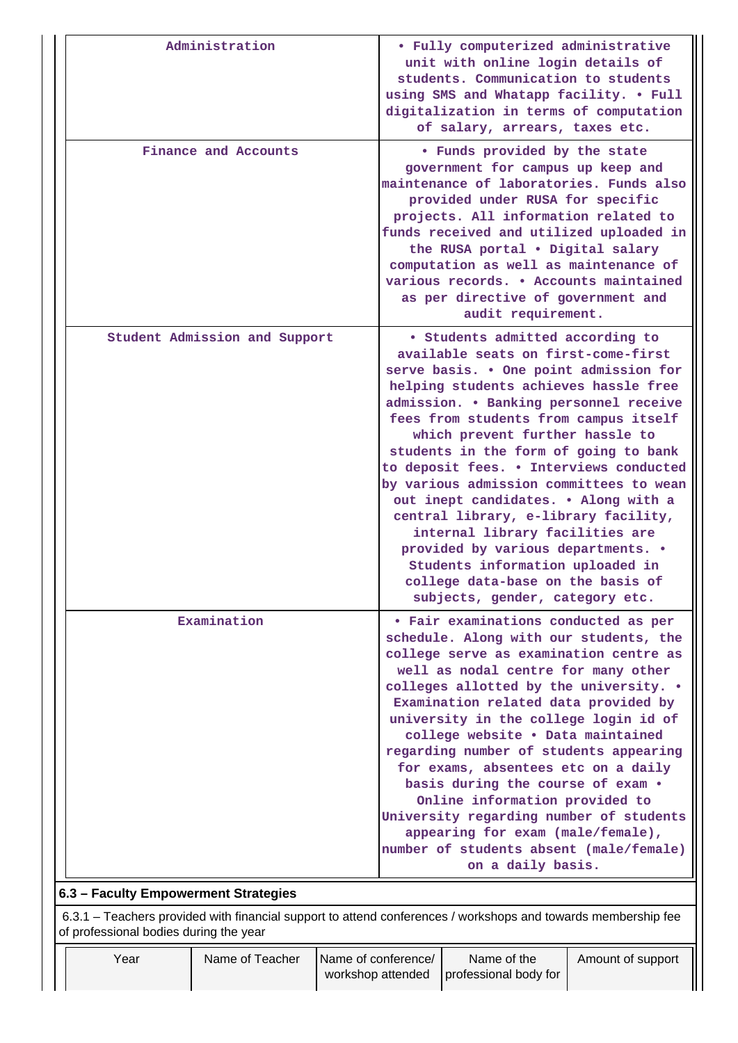| | |
|---|---|
| Administration | • Fully computerized administrative unit with online login details of students. Communication to students using SMS and Whatapp facility. • Full digitalization in terms of computation of salary, arrears, taxes etc. |
| Finance and Accounts | • Funds provided by the state government for campus up keep and maintenance of laboratories. Funds also provided under RUSA for specific projects. All information related to funds received and utilized uploaded in the RUSA portal • Digital salary computation as well as maintenance of various records. • Accounts maintained as per directive of government and audit requirement. |
| Student Admission and Support | • Students admitted according to available seats on first-come-first serve basis. • One point admission for helping students achieves hassle free admission. • Banking personnel receive fees from students from campus itself which prevent further hassle to students in the form of going to bank to deposit fees. • Interviews conducted by various admission committees to wean out inept candidates. • Along with a central library, e-library facility, internal library facilities are provided by various departments. • Students information uploaded in college data-base on the basis of subjects, gender, category etc. |
| Examination | • Fair examinations conducted as per schedule. Along with our students, the college serve as examination centre as well as nodal centre for many other colleges allotted by the university. • Examination related data provided by university in the college login id of college website • Data maintained regarding number of students appearing for exams, absentees etc on a daily basis during the course of exam • Online information provided to University regarding number of students appearing for exam (male/female), number of students absent (male/female) on a daily basis. |

**6.3 – Faculty Empowerment Strategies**

6.3.1 – Teachers provided with financial support to attend conferences / workshops and towards membership fee of professional bodies during the year

| Year | Name of Teacher | Name of conference/ workshop attended | Name of the professional body for | Amount of support |
|---|---|---|---|---|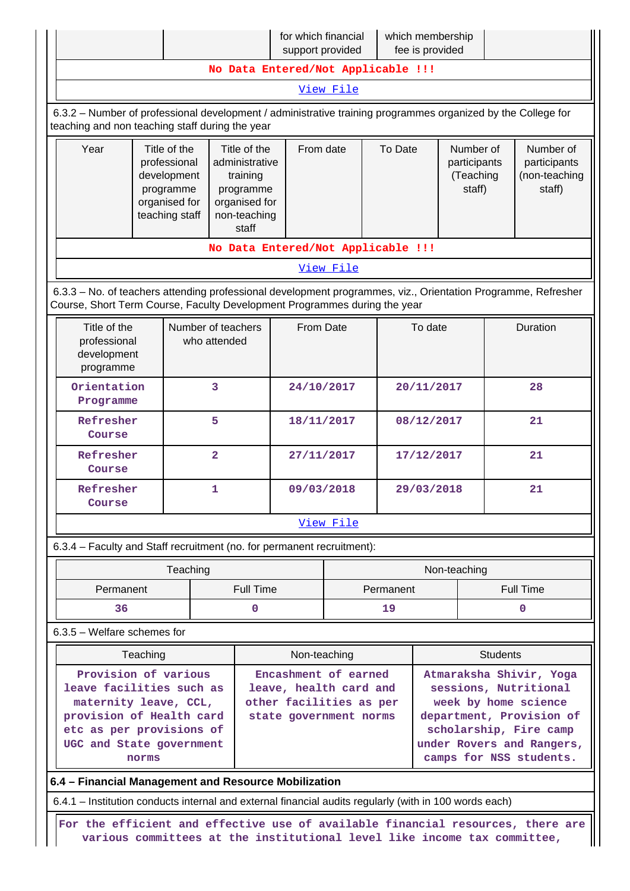| | | for which financial support provided | which membership fee is provided | |
|---|---|---|---|---|
| No Data Entered/Not Applicable !!! | | | | |
| View File | | | | |

6.3.2 – Number of professional development / administrative training programmes organized by the College for teaching and non teaching staff during the year

| Year | Title of the professional development programme organised for teaching staff | Title of the administrative training programme organised for non-teaching staff | From date | To Date | Number of participants (Teaching staff) | Number of participants (non-teaching staff) |
|---|---|---|---|---|---|---|
| No Data Entered/Not Applicable !!! | | | | | | |
| View File | | | | | | |

6.3.3 – No. of teachers attending professional development programmes, viz., Orientation Programme, Refresher Course, Short Term Course, Faculty Development Programmes during the year

| Title of the professional development programme | Number of teachers who attended | From Date | To date | Duration |
|---|---|---|---|---|
| Orientation Programme | 3 | 24/10/2017 | 20/11/2017 | 28 |
| Refresher Course | 5 | 18/11/2017 | 08/12/2017 | 21 |
| Refresher Course | 2 | 27/11/2017 | 17/12/2017 | 21 |
| Refresher Course | 1 | 09/03/2018 | 29/03/2018 | 21 |
| View File | | | | |

6.3.4 – Faculty and Staff recruitment (no. for permanent recruitment):

| Teaching | | Non-teaching | |
|---|---|---|---|
| Permanent | Full Time | Permanent | Full Time |
| 36 | 0 | 19 | 0 |

6.3.5 – Welfare schemes for

| Teaching | Non-teaching | Students |
|---|---|---|
| Provision of various leave facilities such as maternity leave, CCL, provision of Health card etc as per provisions of UGC and State government norms | Encashment of earned leave, health card and other facilities as per state government norms | Atmaraksha Shivir, Yoga sessions, Nutritional week by home science department, Provision of scholarship, Fire camp under Rovers and Rangers, camps for NSS students. |

**6.4 – Financial Management and Resource Mobilization**

6.4.1 – Institution conducts internal and external financial audits regularly (with in 100 words each)

For the efficient and effective use of available financial resources, there are various committees at the institutional level like income tax committee,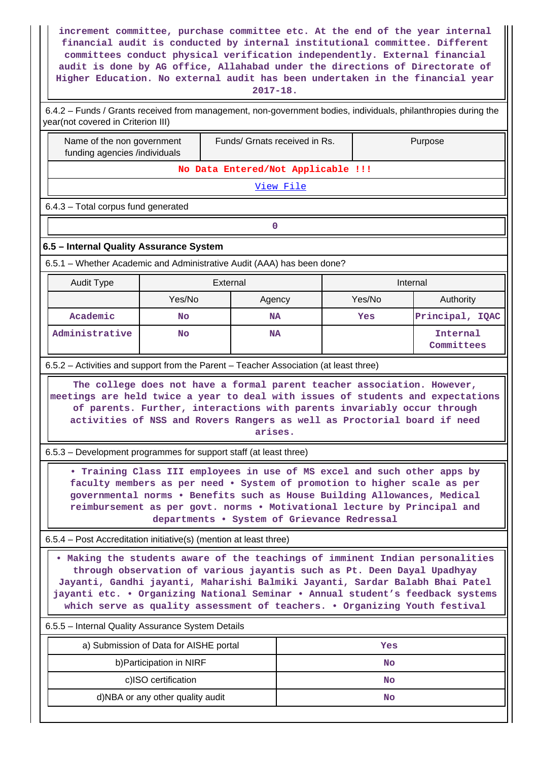increment committee, purchase committee etc. At the end of the year internal financial audit is conducted by internal institutional committee. Different committees conduct physical verification independently. External financial audit is done by AG office, Allahabad under the directions of Directorate of Higher Education. No external audit has been undertaken in the financial year 2017-18.

6.4.2 – Funds / Grants received from management, non-government bodies, individuals, philanthropies during the year(not covered in Criterion III)

| Name of the non government funding agencies /individuals | Funds/ Grnats received in Rs. | Purpose |
|---|---|---|
| No Data Entered/Not Applicable !!! | | |
| View File | | |

6.4.3 – Total corpus fund generated

| 0 |
|---|

## 6.5 – Internal Quality Assurance System

6.5.1 – Whether Academic and Administrative Audit (AAA) has been done?

| Audit Type | External | | Internal | |
|---|---|---|---|---|
| | Yes/No | Agency | Yes/No | Authority |
| Academic | No | NA | Yes | Principal, IQAC |
| Administrative | No | NA | | Internal Committees |

6.5.2 – Activities and support from the Parent – Teacher Association (at least three)

The college does not have a formal parent teacher association. However, meetings are held twice a year to deal with issues of students and expectations of parents. Further, interactions with parents invariably occur through activities of NSS and Rovers Rangers as well as Proctorial board if need arises.

6.5.3 – Development programmes for support staff (at least three)

• Training Class III employees in use of MS excel and such other apps by faculty members as per need • System of promotion to higher scale as per governmental norms • Benefits such as House Building Allowances, Medical reimbursement as per govt. norms • Motivational lecture by Principal and departments • System of Grievance Redressal

6.5.4 – Post Accreditation initiative(s) (mention at least three)

• Making the students aware of the teachings of imminent Indian personalities through observation of various jayantis such as Pt. Deen Dayal Upadhyay Jayanti, Gandhi jayanti, Maharishi Balmiki Jayanti, Sardar Balabh Bhai Patel jayanti etc. • Organizing National Seminar • Annual student's feedback systems which serve as quality assessment of teachers. • Organizing Youth festival

6.5.5 – Internal Quality Assurance System Details

| | |
|---|---|
| a) Submission of Data for AISHE portal | Yes |
| b)Participation in NIRF | No |
| c)ISO certification | No |
| d)NBA or any other quality audit | No |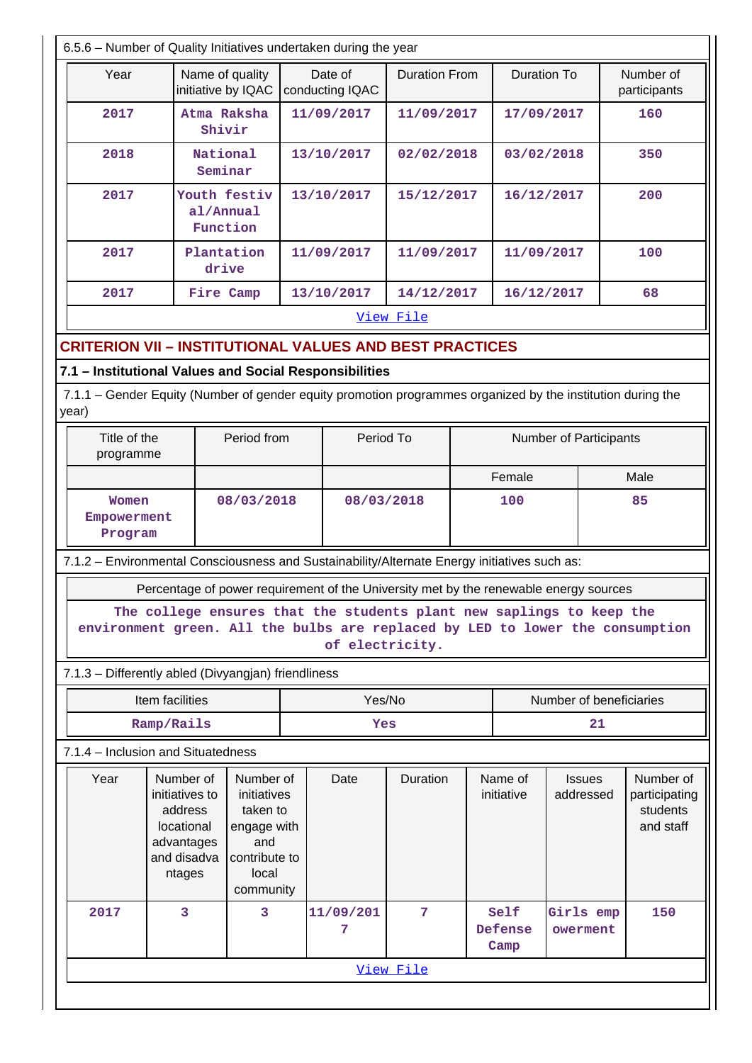6.5.6 – Number of Quality Initiatives undertaken during the year

| Year | Name of quality initiative by IQAC | Date of conducting IQAC | Duration From | Duration To | Number of participants |
|---|---|---|---|---|---|
| 2017 | Atma Raksha Shivir | 11/09/2017 | 11/09/2017 | 17/09/2017 | 160 |
| 2018 | National Seminar | 13/10/2017 | 02/02/2018 | 03/02/2018 | 350 |
| 2017 | Youth festival/Annual Function | 13/10/2017 | 15/12/2017 | 16/12/2017 | 200 |
| 2017 | Plantation drive | 11/09/2017 | 11/09/2017 | 11/09/2017 | 100 |
| 2017 | Fire Camp | 13/10/2017 | 14/12/2017 | 16/12/2017 | 68 |

View File

## CRITERION VII – INSTITUTIONAL VALUES AND BEST PRACTICES

### 7.1 – Institutional Values and Social Responsibilities

7.1.1 – Gender Equity (Number of gender equity promotion programmes organized by the institution during the year)

| Title of the programme | Period from | Period To | Number of Participants | |
|---|---|---|---|---|
| | | | Female | Male |
| Women Empowerment Program | 08/03/2018 | 08/03/2018 | 100 | 85 |

7.1.2 – Environmental Consciousness and Sustainability/Alternate Energy initiatives such as:

| Percentage of power requirement of the University met by the renewable energy sources |
|---|
| The college ensures that the students plant new saplings to keep the environment green. All the bulbs are replaced by LED to lower the consumption of electricity. |

7.1.3 – Differently abled (Divyangjan) friendliness

| Item facilities | Yes/No | Number of beneficiaries |
|---|---|---|
| Ramp/Rails | Yes | 21 |

7.1.4 – Inclusion and Situatedness

| Year | Number of initiatives to address locational advantages and disadvantages | Number of initiatives taken to engage with and contribute to local community | Date | Duration | Name of initiative | Issues addressed | Number of participating students and staff |
|---|---|---|---|---|---|---|---|
| 2017 | 3 | 3 | 11/09/2017 | 7 | Self Defense Camp | Girls empowerment | 150 |

View File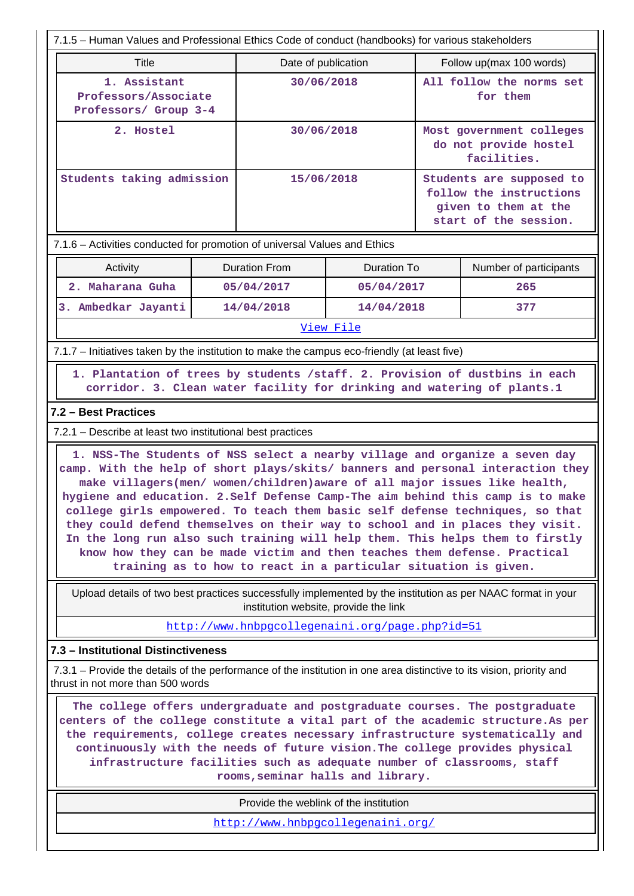7.1.5 – Human Values and Professional Ethics Code of conduct (handbooks) for various stakeholders

| Title | Date of publication | Follow up(max 100 words) |
|---|---|---|
| 1. Assistant Professors/Associate Professors/ Group 3-4 | 30/06/2018 | All follow the norms set for them |
| 2. Hostel | 30/06/2018 | Most government colleges do not provide hostel facilities. |
| Students taking admission | 15/06/2018 | Students are supposed to follow the instructions given to them at the start of the session. |

7.1.6 – Activities conducted for promotion of universal Values and Ethics

| Activity | Duration From | Duration To | Number of participants |
|---|---|---|---|
| 2. Maharana Guha | 05/04/2017 | 05/04/2017 | 265 |
| 3. Ambedkar Jayanti | 14/04/2018 | 14/04/2018 | 377 |

[View File](#)

7.1.7 – Initiatives taken by the institution to make the campus eco-friendly (at least five)

1. Plantation of trees by students /staff. 2. Provision of dustbins in each corridor. 3. Clean water facility for drinking and watering of plants.1

## 7.2 – Best Practices

7.2.1 – Describe at least two institutional best practices

1. NSS-The Students of NSS select a nearby village and organize a seven day camp. With the help of short plays/skits/ banners and personal interaction they make villagers(men/ women/children)aware of all major issues like health, hygiene and education. 2.Self Defense Camp-The aim behind this camp is to make college girls empowered. To teach them basic self defense techniques, so that they could defend themselves on their way to school and in places they visit. In the long run also such training will help them. This helps them to firstly know how they can be made victim and then teaches them defense. Practical training as to how to react in a particular situation is given.

Upload details of two best practices successfully implemented by the institution as per NAAC format in your institution website, provide the link

http://www.hnbpgcollegenaini.org/page.php?id=51

## 7.3 – Institutional Distinctiveness

7.3.1 – Provide the details of the performance of the institution in one area distinctive to its vision, priority and thrust in not more than 500 words

The college offers undergraduate and postgraduate courses. The postgraduate centers of the college constitute a vital part of the academic structure.As per the requirements, college creates necessary infrastructure systematically and continuously with the needs of future vision.The college provides physical infrastructure facilities such as adequate number of classrooms, staff rooms,seminar halls and library.

Provide the weblink of the institution

http://www.hnbpgcollegenaini.org/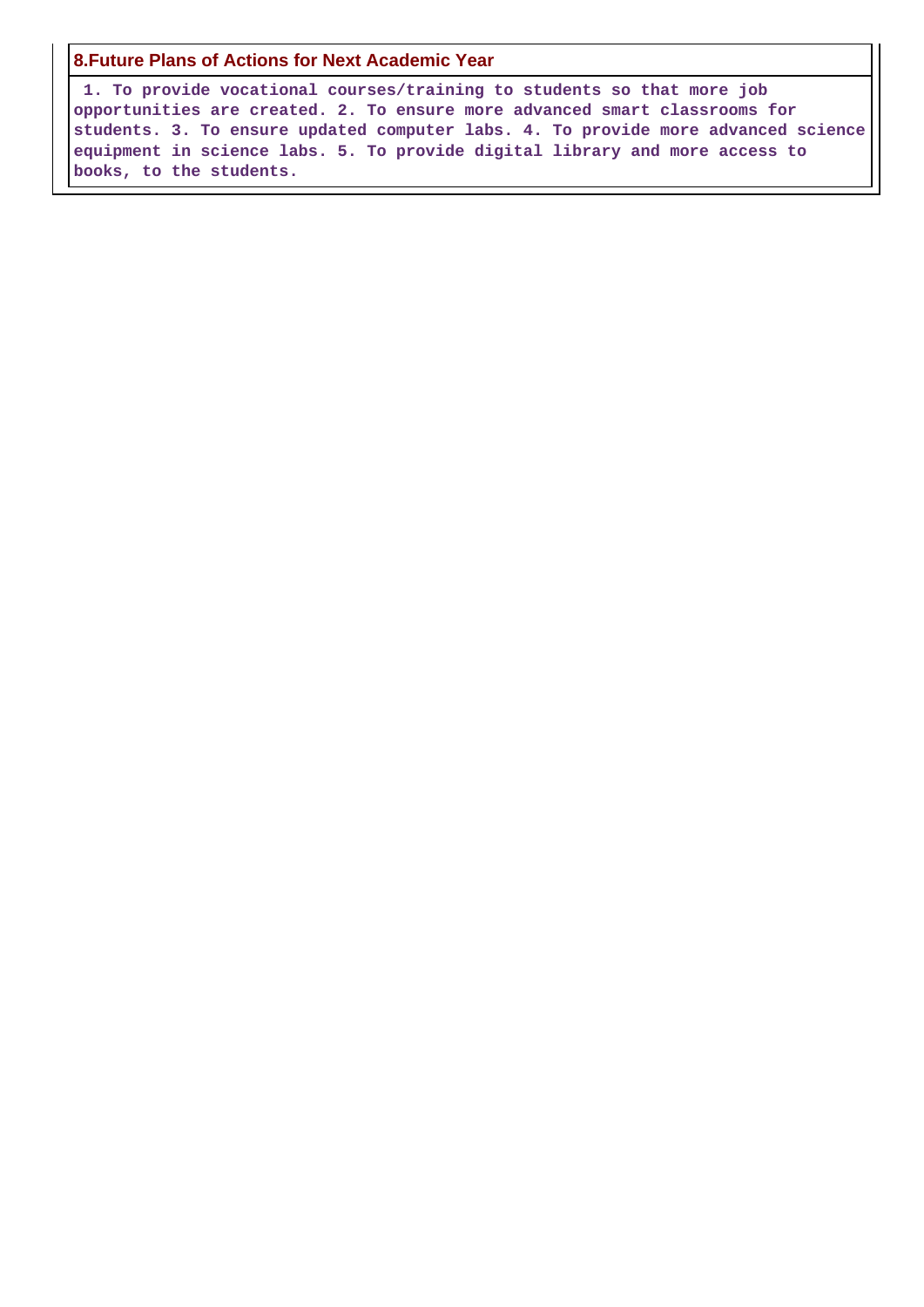## 8.Future Plans of Actions for Next Academic Year

1. To provide vocational courses/training to students so that more job opportunities are created. 2. To ensure more advanced smart classrooms for students. 3. To ensure updated computer labs. 4. To provide more advanced science equipment in science labs. 5. To provide digital library and more access to books, to the students.